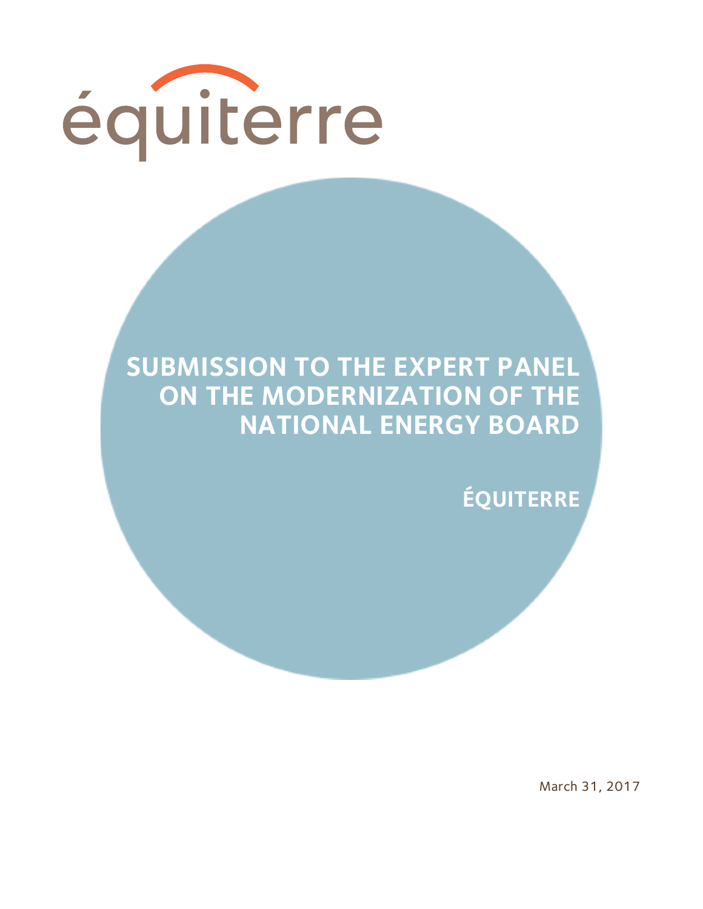équiterre

# SUBMISSION TO THE EXPERT PANEL ON THE MODERNIZATION OF THE NATIONAL ENERGY BOARD

**ÉQUITERRE**

March 31, 2017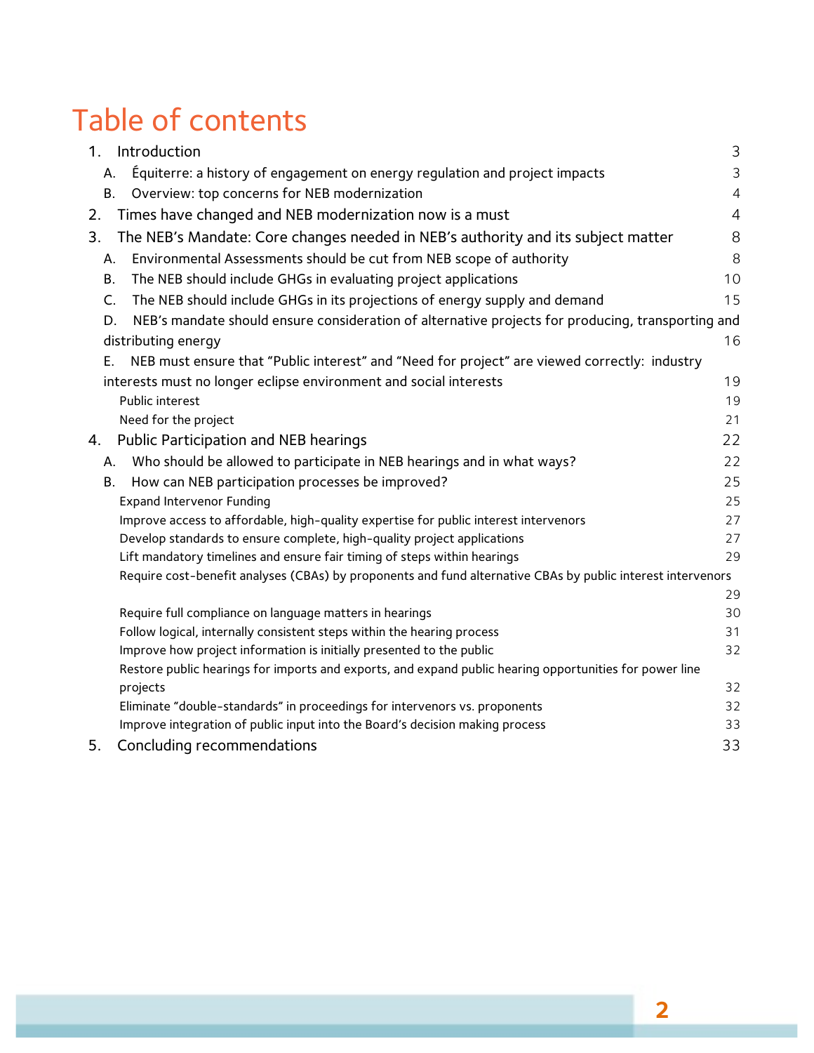# Table of contents

1. Introduction 3
   - A. Équiterre: a history of engagement on energy regulation and project impacts 3
   - B. Overview: top concerns for NEB modernization 4
2. Times have changed and NEB modernization now is a must 4
3. The NEB's Mandate: Core changes needed in NEB's authority and its subject matter 8
   - A. Environmental Assessments should be cut from NEB scope of authority 8
   - B. The NEB should include GHGs in evaluating project applications 10
   - C. The NEB should include GHGs in its projections of energy supply and demand 15
   - D. NEB's mandate should ensure consideration of alternative projects for producing, transporting and distributing energy 16
   - E. NEB must ensure that "Public interest" and "Need for project" are viewed correctly: industry interests must no longer eclipse environment and social interests 19
     - Public interest 19
     - Need for the project 21
4. Public Participation and NEB hearings 22
   - A. Who should be allowed to participate in NEB hearings and in what ways? 22
   - B. How can NEB participation processes be improved? 25
     - Expand Intervenor Funding 25
     - Improve access to affordable, high-quality expertise for public interest intervenors 27
     - Develop standards to ensure complete, high-quality project applications 27
     - Lift mandatory timelines and ensure fair timing of steps within hearings 29
     - Require cost-benefit analyses (CBAs) by proponents and fund alternative CBAs by public interest intervenors 29
     - Require full compliance on language matters in hearings 30
     - Follow logical, internally consistent steps within the hearing process 31
     - Improve how project information is initially presented to the public 32
     - Restore public hearings for imports and exports, and expand public hearing opportunities for power line projects 32
     - Eliminate "double-standards" in proceedings for intervenors vs. proponents 32
     - Improve integration of public input into the Board's decision making process 33
5. Concluding recommendations 33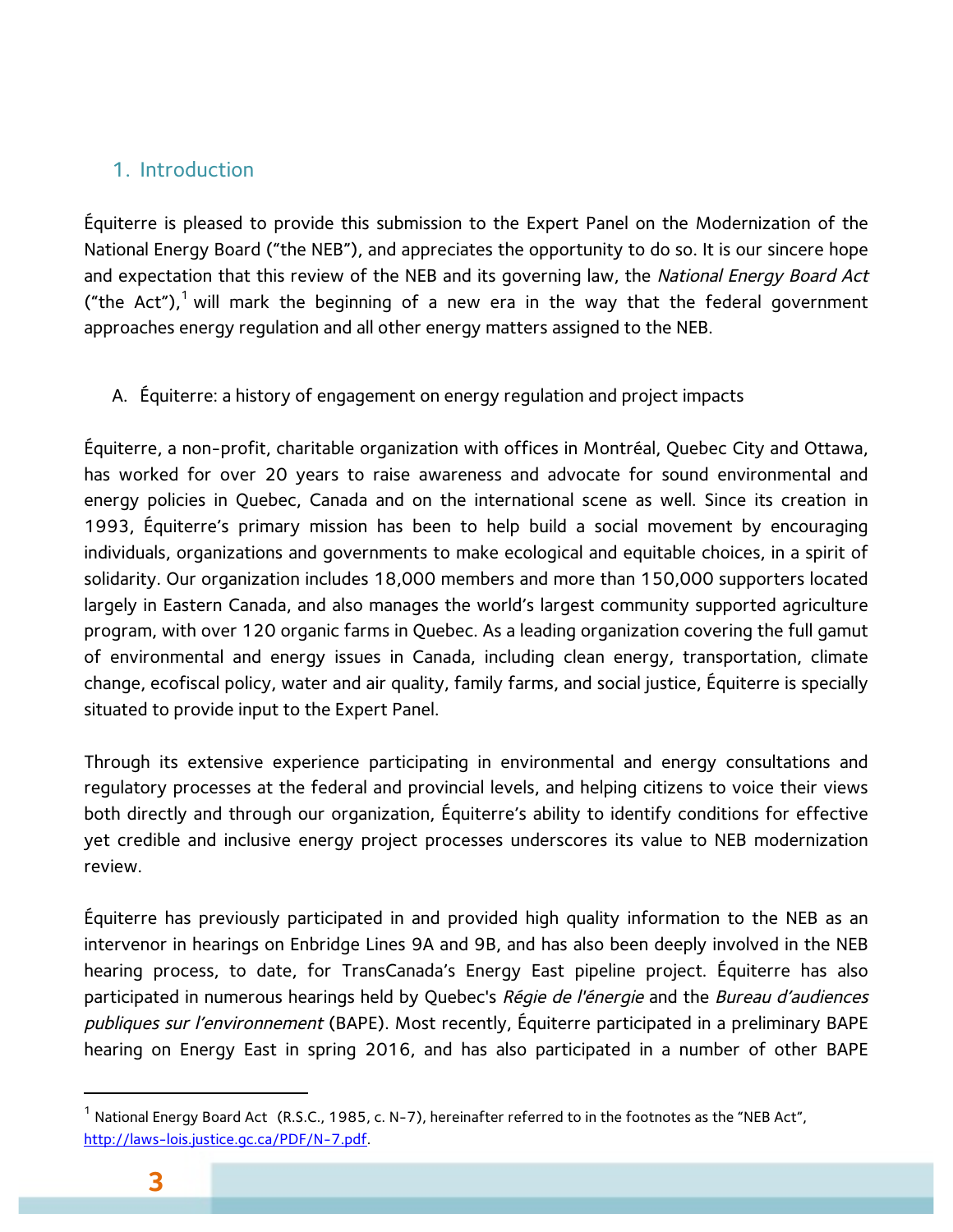## 1. Introduction

Équiterre is pleased to provide this submission to the Expert Panel on the Modernization of the National Energy Board ("the NEB"), and appreciates the opportunity to do so. It is our sincere hope and expectation that this review of the NEB and its governing law, the *National Energy Board Act* ("the Act"),[1] will mark the beginning of a new era in the way that the federal government approaches energy regulation and all other energy matters assigned to the NEB.

### A. Équiterre: a history of engagement on energy regulation and project impacts

Équiterre, a non-profit, charitable organization with offices in Montréal, Quebec City and Ottawa, has worked for over 20 years to raise awareness and advocate for sound environmental and energy policies in Quebec, Canada and on the international scene as well. Since its creation in 1993, Équiterre's primary mission has been to help build a social movement by encouraging individuals, organizations and governments to make ecological and equitable choices, in a spirit of solidarity. Our organization includes 18,000 members and more than 150,000 supporters located largely in Eastern Canada, and also manages the world's largest community supported agriculture program, with over 120 organic farms in Quebec. As a leading organization covering the full gamut of environmental and energy issues in Canada, including clean energy, transportation, climate change, ecofiscal policy, water and air quality, family farms, and social justice, Équiterre is specially situated to provide input to the Expert Panel.

Through its extensive experience participating in environmental and energy consultations and regulatory processes at the federal and provincial levels, and helping citizens to voice their views both directly and through our organization, Équiterre's ability to identify conditions for effective yet credible and inclusive energy project processes underscores its value to NEB modernization review.

Équiterre has previously participated in and provided high quality information to the NEB as an intervenor in hearings on Enbridge Lines 9A and 9B, and has also been deeply involved in the NEB hearing process, to date, for TransCanada's Energy East pipeline project. Équiterre has also participated in numerous hearings held by Quebec's *Régie de l'énergie* and the *Bureau d'audiences publiques sur l'environnement* (BAPE). Most recently, Équiterre participated in a preliminary BAPE hearing on Energy East in spring 2016, and has also participated in a number of other BAPE

---

[1] National Energy Board Act (R.S.C., 1985, c. N-7), hereinafter referred to in the footnotes as the "NEB Act", http://laws-lois.justice.gc.ca/PDF/N-7.pdf.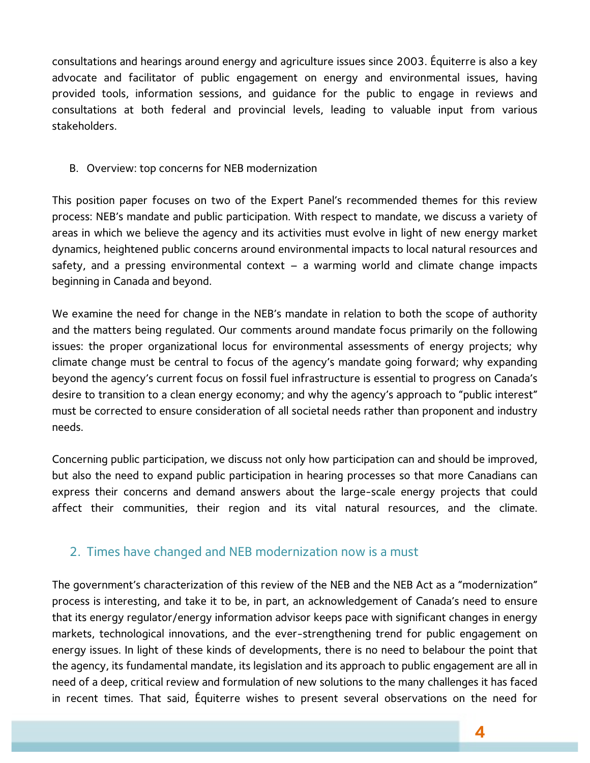consultations and hearings around energy and agriculture issues since 2003. Équiterre is also a key advocate and facilitator of public engagement on energy and environmental issues, having provided tools, information sessions, and guidance for the public to engage in reviews and consultations at both federal and provincial levels, leading to valuable input from various stakeholders.

### B. Overview: top concerns for NEB modernization

This position paper focuses on two of the Expert Panel's recommended themes for this review process: NEB's mandate and public participation. With respect to mandate, we discuss a variety of areas in which we believe the agency and its activities must evolve in light of new energy market dynamics, heightened public concerns around environmental impacts to local natural resources and safety, and a pressing environmental context – a warming world and climate change impacts beginning in Canada and beyond.

We examine the need for change in the NEB's mandate in relation to both the scope of authority and the matters being regulated. Our comments around mandate focus primarily on the following issues: the proper organizational locus for environmental assessments of energy projects; why climate change must be central to focus of the agency's mandate going forward; why expanding beyond the agency's current focus on fossil fuel infrastructure is essential to progress on Canada's desire to transition to a clean energy economy; and why the agency's approach to "public interest" must be corrected to ensure consideration of all societal needs rather than proponent and industry needs.

Concerning public participation, we discuss not only how participation can and should be improved, but also the need to expand public participation in hearing processes so that more Canadians can express their concerns and demand answers about the large-scale energy projects that could affect their communities, their region and its vital natural resources, and the climate.

## 2. Times have changed and NEB modernization now is a must

The government's characterization of this review of the NEB and the NEB Act as a "modernization" process is interesting, and take it to be, in part, an acknowledgement of Canada's need to ensure that its energy regulator/energy information advisor keeps pace with significant changes in energy markets, technological innovations, and the ever-strengthening trend for public engagement on energy issues. In light of these kinds of developments, there is no need to belabour the point that the agency, its fundamental mandate, its legislation and its approach to public engagement are all in need of a deep, critical review and formulation of new solutions to the many challenges it has faced in recent times. That said, Équiterre wishes to present several observations on the need for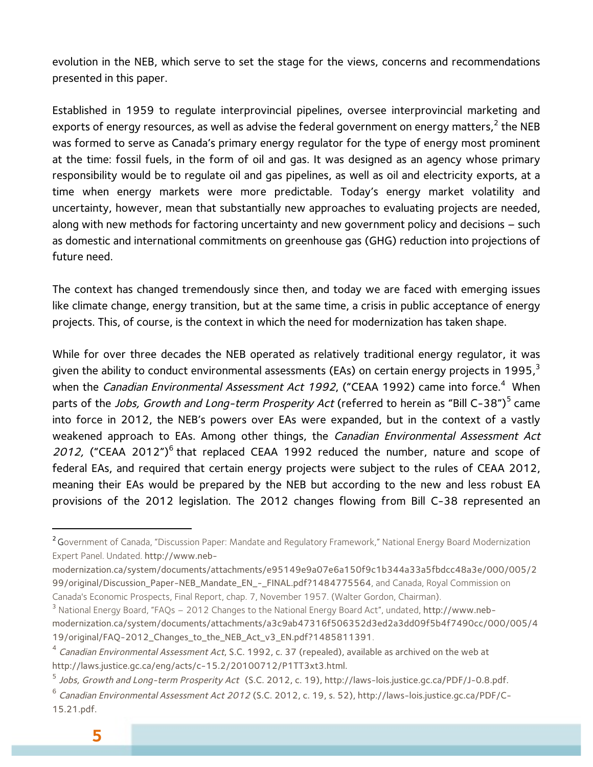evolution in the NEB, which serve to set the stage for the views, concerns and recommendations presented in this paper.

Established in 1959 to regulate interprovincial pipelines, oversee interprovincial marketing and exports of energy resources, as well as advise the federal government on energy matters,[2] the NEB was formed to serve as Canada's primary energy regulator for the type of energy most prominent at the time: fossil fuels, in the form of oil and gas. It was designed as an agency whose primary responsibility would be to regulate oil and gas pipelines, as well as oil and electricity exports, at a time when energy markets were more predictable. Today's energy market volatility and uncertainty, however, mean that substantially new approaches to evaluating projects are needed, along with new methods for factoring uncertainty and new government policy and decisions – such as domestic and international commitments on greenhouse gas (GHG) reduction into projections of future need.

The context has changed tremendously since then, and today we are faced with emerging issues like climate change, energy transition, but at the same time, a crisis in public acceptance of energy projects. This, of course, is the context in which the need for modernization has taken shape.

While for over three decades the NEB operated as relatively traditional energy regulator, it was given the ability to conduct environmental assessments (EAs) on certain energy projects in 1995,[3] when the *Canadian Environmental Assessment Act 1992*, ("CEAA 1992) came into force.[4] When parts of the *Jobs, Growth and Long-term Prosperity Act* (referred to herein as "Bill C-38")[5] came into force in 2012, the NEB's powers over EAs were expanded, but in the context of a vastly weakened approach to EAs. Among other things, the *Canadian Environmental Assessment Act 2012,* ("CEAA 2012")[6] that replaced CEAA 1992 reduced the number, nature and scope of federal EAs, and required that certain energy projects were subject to the rules of CEAA 2012, meaning their EAs would be prepared by the NEB but according to the new and less robust EA provisions of the 2012 legislation. The 2012 changes flowing from Bill C-38 represented an

---

[2] Government of Canada, "Discussion Paper: Mandate and Regulatory Framework," National Energy Board Modernization Expert Panel. Undated. http://www.neb-modernization.ca/system/documents/attachments/e95149e9a07e6a150f9c1b344a33a5fbdcc48a3e/000/005/299/original/Discussion_Paper-NEB_Mandate_EN_-_FINAL.pdf?1484775564, and Canada, Royal Commission on Canada's Economic Prospects, Final Report, chap. 7, November 1957. (Walter Gordon, Chairman).

[3] National Energy Board, "FAQs – 2012 Changes to the National Energy Board Act", undated, http://www.neb-modernization.ca/system/documents/attachments/a3c9ab47316f506352d3ed2a3dd09f5b4f7490cc/000/005/419/original/FAQ-2012_Changes_to_the_NEB_Act_v3_EN.pdf?1485811391.

[4] *Canadian Environmental Assessment Act*, S.C. 1992, c. 37 (repealed), available as archived on the web at http://laws.justice.gc.ca/eng/acts/c-15.2/20100712/P1TT3xt3.html.

[5] *Jobs, Growth and Long-term Prosperity Act* (S.C. 2012, c. 19), http://laws-lois.justice.gc.ca/PDF/J-0.8.pdf.

[6] *Canadian Environmental Assessment Act 2012* (S.C. 2012, c. 19, s. 52), http://laws-lois.justice.gc.ca/PDF/C-15.21.pdf.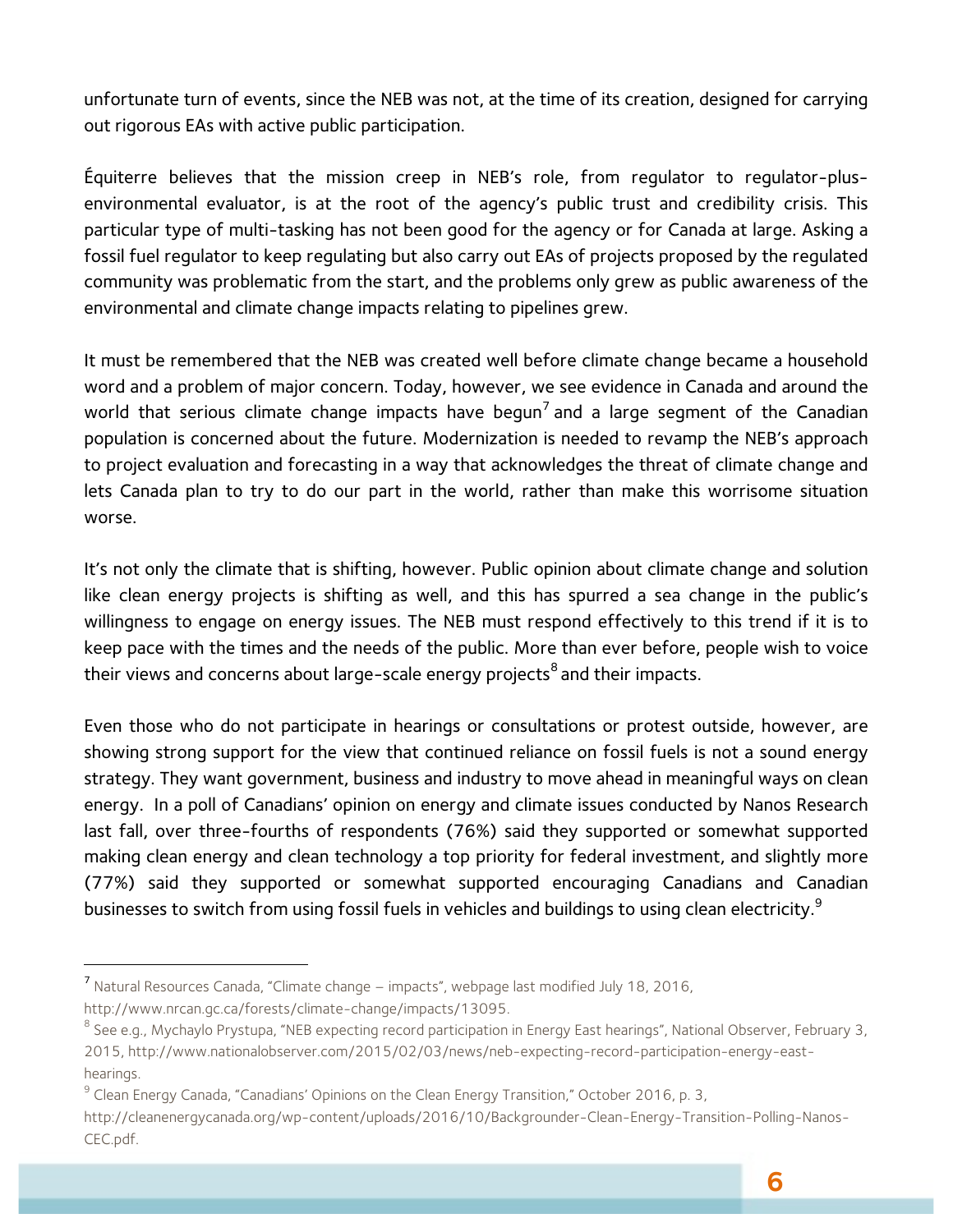unfortunate turn of events, since the NEB was not, at the time of its creation, designed for carrying out rigorous EAs with active public participation.

Équiterre believes that the mission creep in NEB's role, from regulator to regulator-plus-environmental evaluator, is at the root of the agency's public trust and credibility crisis. This particular type of multi-tasking has not been good for the agency or for Canada at large. Asking a fossil fuel regulator to keep regulating but also carry out EAs of projects proposed by the regulated community was problematic from the start, and the problems only grew as public awareness of the environmental and climate change impacts relating to pipelines grew.

It must be remembered that the NEB was created well before climate change became a household word and a problem of major concern. Today, however, we see evidence in Canada and around the world that serious climate change impacts have begun[7] and a large segment of the Canadian population is concerned about the future. Modernization is needed to revamp the NEB's approach to project evaluation and forecasting in a way that acknowledges the threat of climate change and lets Canada plan to try to do our part in the world, rather than make this worrisome situation worse.

It's not only the climate that is shifting, however. Public opinion about climate change and solution like clean energy projects is shifting as well, and this has spurred a sea change in the public's willingness to engage on energy issues. The NEB must respond effectively to this trend if it is to keep pace with the times and the needs of the public. More than ever before, people wish to voice their views and concerns about large-scale energy projects[8] and their impacts.

Even those who do not participate in hearings or consultations or protest outside, however, are showing strong support for the view that continued reliance on fossil fuels is not a sound energy strategy. They want government, business and industry to move ahead in meaningful ways on clean energy. In a poll of Canadians' opinion on energy and climate issues conducted by Nanos Research last fall, over three-fourths of respondents (76%) said they supported or somewhat supported making clean energy and clean technology a top priority for federal investment, and slightly more (77%) said they supported or somewhat supported encouraging Canadians and Canadian businesses to switch from using fossil fuels in vehicles and buildings to using clean electricity.[9]

---

[7] Natural Resources Canada, "Climate change – impacts", webpage last modified July 18, 2016, http://www.nrcan.gc.ca/forests/climate-change/impacts/13095.

[8] See e.g., Mychaylo Prystupa, "NEB expecting record participation in Energy East hearings", National Observer, February 3, 2015, http://www.nationalobserver.com/2015/02/03/news/neb-expecting-record-participation-energy-east-hearings.

[9] Clean Energy Canada, "Canadians' Opinions on the Clean Energy Transition," October 2016, p. 3, http://cleanenergycanada.org/wp-content/uploads/2016/10/Backgrounder-Clean-Energy-Transition-Polling-Nanos-CEC.pdf.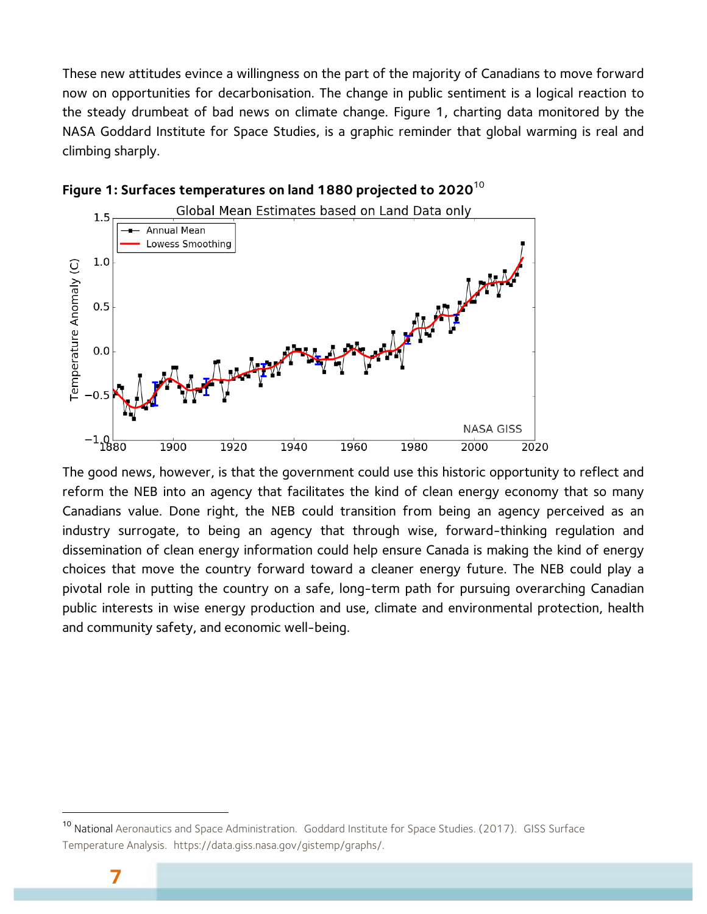These new attitudes evince a willingness on the part of the majority of Canadians to move forward now on opportunities for decarbonisation. The change in public sentiment is a logical reaction to the steady drumbeat of bad news on climate change. Figure 1, charting data monitored by the NASA Goddard Institute for Space Studies, is a graphic reminder that global warming is real and climbing sharply.

**Figure 1: Surfaces temperatures on land 1880 projected to 2020**[10]

The good news, however, is that the government could use this historic opportunity to reflect and reform the NEB into an agency that facilitates the kind of clean energy economy that so many Canadians value. Done right, the NEB could transition from being an agency perceived as an industry surrogate, to being an agency that through wise, forward-thinking regulation and dissemination of clean energy information could help ensure Canada is making the kind of energy choices that move the country forward toward a cleaner energy future. The NEB could play a pivotal role in putting the country on a safe, long-term path for pursuing overarching Canadian public interests in wise energy production and use, climate and environmental protection, health and community safety, and economic well-being.

---

[10] National Aeronautics and Space Administration. Goddard Institute for Space Studies. (2017). GISS Surface Temperature Analysis. https://data.giss.nasa.gov/gistemp/graphs/.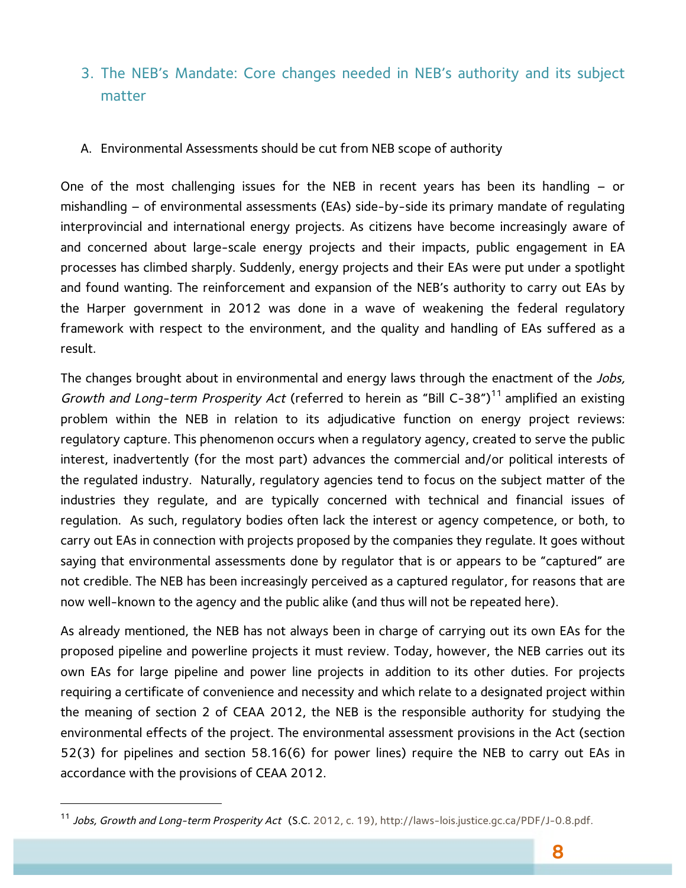## 3. The NEB's Mandate: Core changes needed in NEB's authority and its subject matter

### A. Environmental Assessments should be cut from NEB scope of authority

One of the most challenging issues for the NEB in recent years has been its handling – or mishandling – of environmental assessments (EAs) side-by-side its primary mandate of regulating interprovincial and international energy projects. As citizens have become increasingly aware of and concerned about large-scale energy projects and their impacts, public engagement in EA processes has climbed sharply. Suddenly, energy projects and their EAs were put under a spotlight and found wanting. The reinforcement and expansion of the NEB's authority to carry out EAs by the Harper government in 2012 was done in a wave of weakening the federal regulatory framework with respect to the environment, and the quality and handling of EAs suffered as a result.

The changes brought about in environmental and energy laws through the enactment of the *Jobs, Growth and Long-term Prosperity Act* (referred to herein as "Bill C-38")[11] amplified an existing problem within the NEB in relation to its adjudicative function on energy project reviews: regulatory capture. This phenomenon occurs when a regulatory agency, created to serve the public interest, inadvertently (for the most part) advances the commercial and/or political interests of the regulated industry. Naturally, regulatory agencies tend to focus on the subject matter of the industries they regulate, and are typically concerned with technical and financial issues of regulation. As such, regulatory bodies often lack the interest or agency competence, or both, to carry out EAs in connection with projects proposed by the companies they regulate. It goes without saying that environmental assessments done by regulator that is or appears to be "captured" are not credible. The NEB has been increasingly perceived as a captured regulator, for reasons that are now well-known to the agency and the public alike (and thus will not be repeated here).

As already mentioned, the NEB has not always been in charge of carrying out its own EAs for the proposed pipeline and powerline projects it must review. Today, however, the NEB carries out its own EAs for large pipeline and power line projects in addition to its other duties. For projects requiring a certificate of convenience and necessity and which relate to a designated project within the meaning of section 2 of CEAA 2012, the NEB is the responsible authority for studying the environmental effects of the project. The environmental assessment provisions in the Act (section 52(3) for pipelines and section 58.16(6) for power lines) require the NEB to carry out EAs in accordance with the provisions of CEAA 2012.

---

[11] *Jobs, Growth and Long-term Prosperity Act* (S.C. 2012, c. 19), http://laws-lois.justice.gc.ca/PDF/J-0.8.pdf.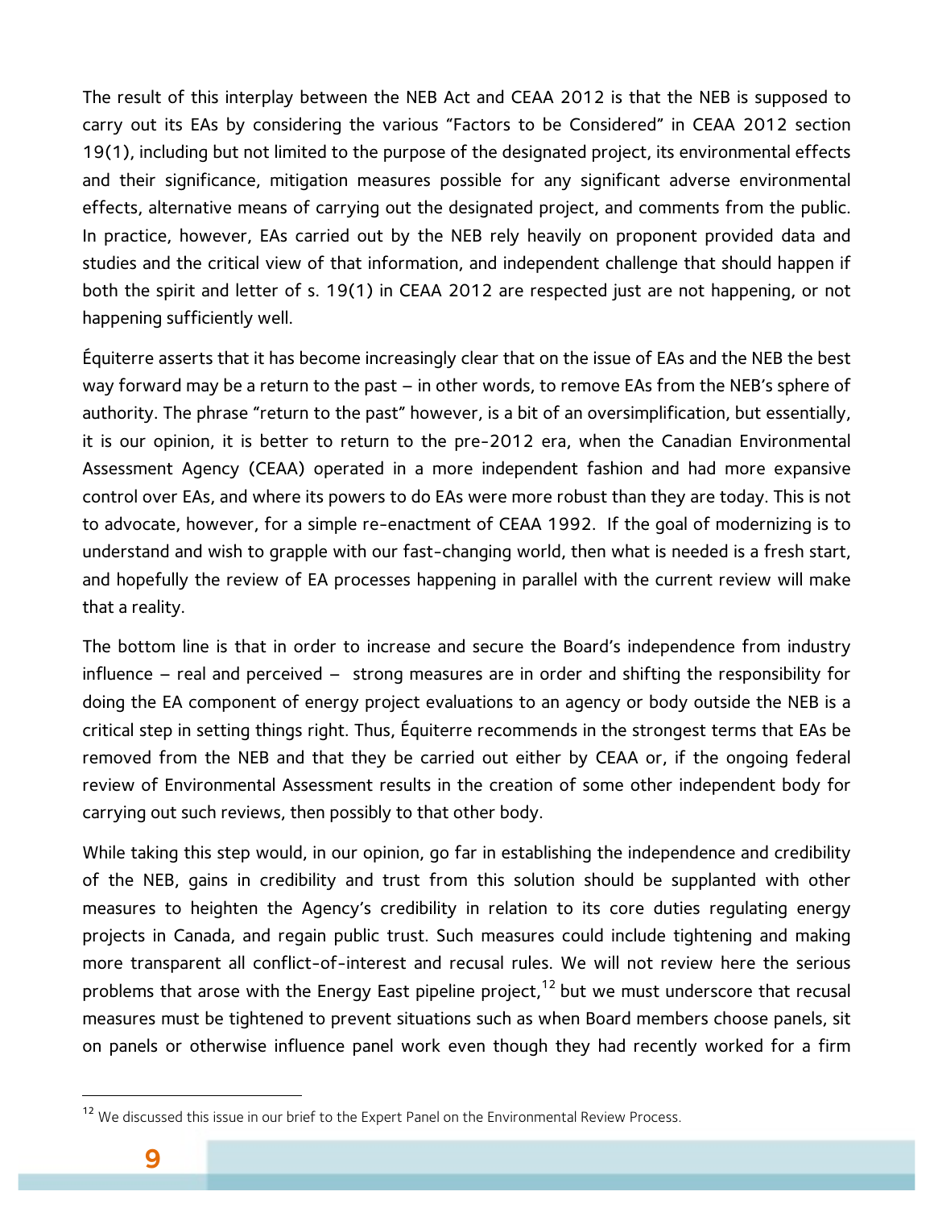The result of this interplay between the NEB Act and CEAA 2012 is that the NEB is supposed to carry out its EAs by considering the various "Factors to be Considered" in CEAA 2012 section 19(1), including but not limited to the purpose of the designated project, its environmental effects and their significance, mitigation measures possible for any significant adverse environmental effects, alternative means of carrying out the designated project, and comments from the public. In practice, however, EAs carried out by the NEB rely heavily on proponent provided data and studies and the critical view of that information, and independent challenge that should happen if both the spirit and letter of s. 19(1) in CEAA 2012 are respected just are not happening, or not happening sufficiently well.

Équiterre asserts that it has become increasingly clear that on the issue of EAs and the NEB the best way forward may be a return to the past – in other words, to remove EAs from the NEB's sphere of authority. The phrase "return to the past" however, is a bit of an oversimplification, but essentially, it is our opinion, it is better to return to the pre-2012 era, when the Canadian Environmental Assessment Agency (CEAA) operated in a more independent fashion and had more expansive control over EAs, and where its powers to do EAs were more robust than they are today. This is not to advocate, however, for a simple re-enactment of CEAA 1992. If the goal of modernizing is to understand and wish to grapple with our fast-changing world, then what is needed is a fresh start, and hopefully the review of EA processes happening in parallel with the current review will make that a reality.

The bottom line is that in order to increase and secure the Board's independence from industry influence – real and perceived – strong measures are in order and shifting the responsibility for doing the EA component of energy project evaluations to an agency or body outside the NEB is a critical step in setting things right. Thus, Équiterre recommends in the strongest terms that EAs be removed from the NEB and that they be carried out either by CEAA or, if the ongoing federal review of Environmental Assessment results in the creation of some other independent body for carrying out such reviews, then possibly to that other body.

While taking this step would, in our opinion, go far in establishing the independence and credibility of the NEB, gains in credibility and trust from this solution should be supplanted with other measures to heighten the Agency's credibility in relation to its core duties regulating energy projects in Canada, and regain public trust. Such measures could include tightening and making more transparent all conflict-of-interest and recusal rules. We will not review here the serious problems that arose with the Energy East pipeline project,[12] but we must underscore that recusal measures must be tightened to prevent situations such as when Board members choose panels, sit on panels or otherwise influence panel work even though they had recently worked for a firm

[12] We discussed this issue in our brief to the Expert Panel on the Environmental Review Process.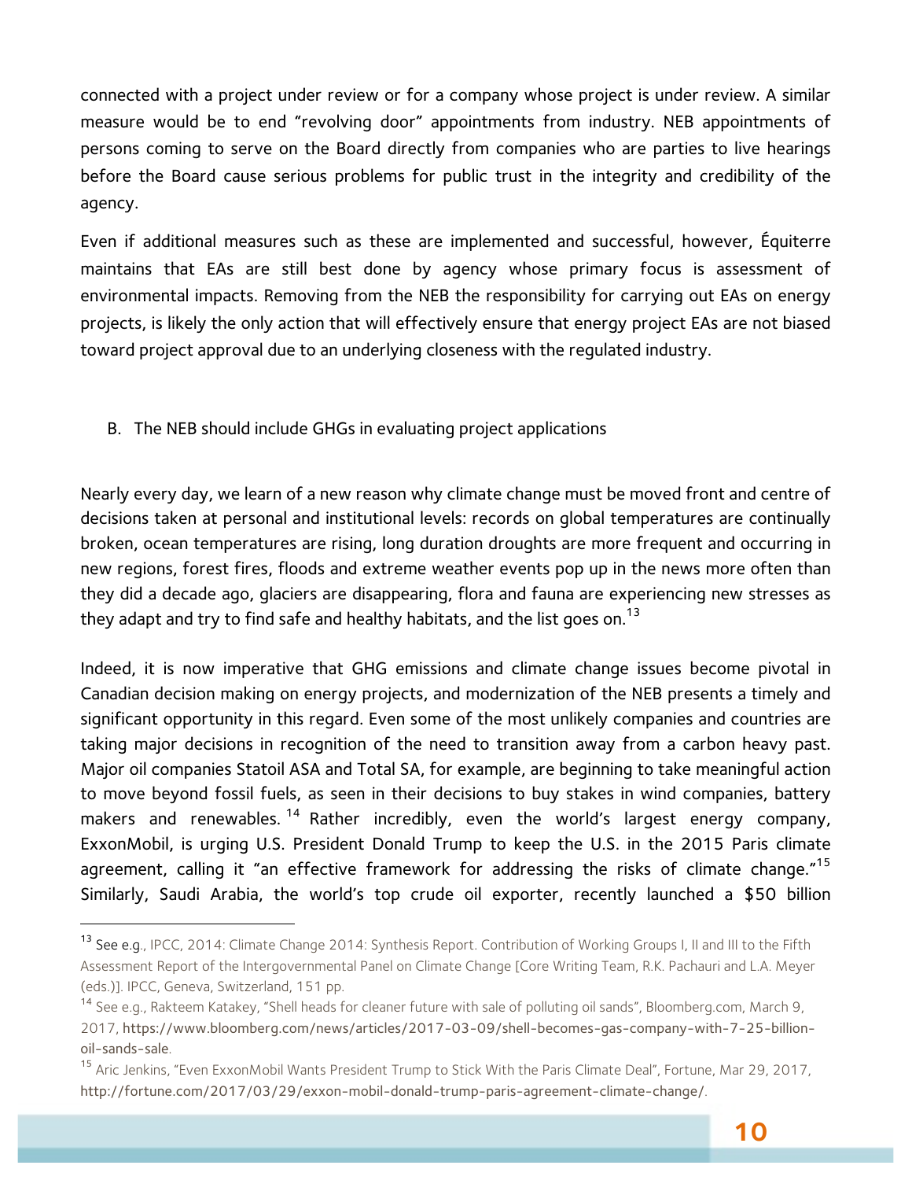connected with a project under review or for a company whose project is under review. A similar measure would be to end "revolving door" appointments from industry. NEB appointments of persons coming to serve on the Board directly from companies who are parties to live hearings before the Board cause serious problems for public trust in the integrity and credibility of the agency.

Even if additional measures such as these are implemented and successful, however, Équiterre maintains that EAs are still best done by agency whose primary focus is assessment of environmental impacts. Removing from the NEB the responsibility for carrying out EAs on energy projects, is likely the only action that will effectively ensure that energy project EAs are not biased toward project approval due to an underlying closeness with the regulated industry.

## B. The NEB should include GHGs in evaluating project applications

Nearly every day, we learn of a new reason why climate change must be moved front and centre of decisions taken at personal and institutional levels: records on global temperatures are continually broken, ocean temperatures are rising, long duration droughts are more frequent and occurring in new regions, forest fires, floods and extreme weather events pop up in the news more often than they did a decade ago, glaciers are disappearing, flora and fauna are experiencing new stresses as they adapt and try to find safe and healthy habitats, and the list goes on.[13]

Indeed, it is now imperative that GHG emissions and climate change issues become pivotal in Canadian decision making on energy projects, and modernization of the NEB presents a timely and significant opportunity in this regard. Even some of the most unlikely companies and countries are taking major decisions in recognition of the need to transition away from a carbon heavy past. Major oil companies Statoil ASA and Total SA, for example, are beginning to take meaningful action to move beyond fossil fuels, as seen in their decisions to buy stakes in wind companies, battery makers and renewables.[14] Rather incredibly, even the world's largest energy company, ExxonMobil, is urging U.S. President Donald Trump to keep the U.S. in the 2015 Paris climate agreement, calling it "an effective framework for addressing the risks of climate change."[15] Similarly, Saudi Arabia, the world's top crude oil exporter, recently launched a $50 billion

---

[13] See e.g., IPCC, 2014: Climate Change 2014: Synthesis Report. Contribution of Working Groups I, II and III to the Fifth Assessment Report of the Intergovernmental Panel on Climate Change [Core Writing Team, R.K. Pachauri and L.A. Meyer (eds.)]. IPCC, Geneva, Switzerland, 151 pp.

[14] See e.g., Rakteem Katakey, "Shell heads for cleaner future with sale of polluting oil sands", Bloomberg.com, March 9, 2017, https://www.bloomberg.com/news/articles/2017-03-09/shell-becomes-gas-company-with-7-25-billion-oil-sands-sale.

[15] Aric Jenkins, "Even ExxonMobil Wants President Trump to Stick With the Paris Climate Deal", Fortune, Mar 29, 2017, http://fortune.com/2017/03/29/exxon-mobil-donald-trump-paris-agreement-climate-change/.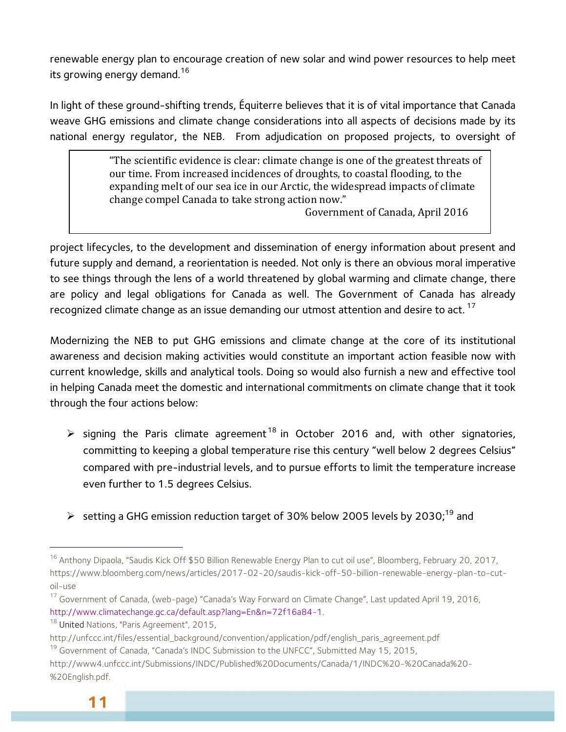renewable energy plan to encourage creation of new solar and wind power resources to help meet its growing energy demand.[16]

In light of these ground-shifting trends, Équiterre believes that it is of vital importance that Canada weave GHG emissions and climate change considerations into all aspects of decisions made by its national energy regulator, the NEB. From adjudication on proposed projects, to oversight of project lifecycles, to the development and dissemination of energy information about present and future supply and demand, a reorientation is needed. Not only is there an obvious moral imperative to see things through the lens of a world threatened by global warming and climate change, there are policy and legal obligations for Canada as well. The Government of Canada has already recognized climate change as an issue demanding our utmost attention and desire to act. [17]

> "The scientific evidence is clear: climate change is one of the greatest threats of our time. From increased incidences of droughts, to coastal flooding, to the expanding melt of our sea ice in our Arctic, the widespread impacts of climate change compel Canada to take strong action now."
>
> Government of Canada, April 2016

Modernizing the NEB to put GHG emissions and climate change at the core of its institutional awareness and decision making activities would constitute an important action feasible now with current knowledge, skills and analytical tools. Doing so would also furnish a new and effective tool in helping Canada meet the domestic and international commitments on climate change that it took through the four actions below:

- signing the Paris climate agreement[18] in October 2016 and, with other signatories, committing to keeping a global temperature rise this century "well below 2 degrees Celsius" compared with pre-industrial levels, and to pursue efforts to limit the temperature increase even further to 1.5 degrees Celsius.

- setting a GHG emission reduction target of 30% below 2005 levels by 2030;[19] and

---

[16] Anthony Dipaola, "Saudis Kick Off $50 Billion Renewable Energy Plan to cut oil use", Bloomberg, February 20, 2017, https://www.bloomberg.com/news/articles/2017-02-20/saudis-kick-off-50-billion-renewable-energy-plan-to-cut-oil-use

[17] Government of Canada, (web-page) "Canada's Way Forward on Climate Change", Last updated April 19, 2016, http://www.climatechange.gc.ca/default.asp?lang=En&n=72f16a84-1.

[18] United Nations, "Paris Agreement", 2015, http://unfccc.int/files/essential_background/convention/application/pdf/english_paris_agreement.pdf

[19] Government of Canada, "Canada's INDC Submission to the UNFCC", Submitted May 15, 2015, http://www4.unfccc.int/Submissions/INDC/Published%20Documents/Canada/1/INDC%20-%20Canada%20-%20English.pdf.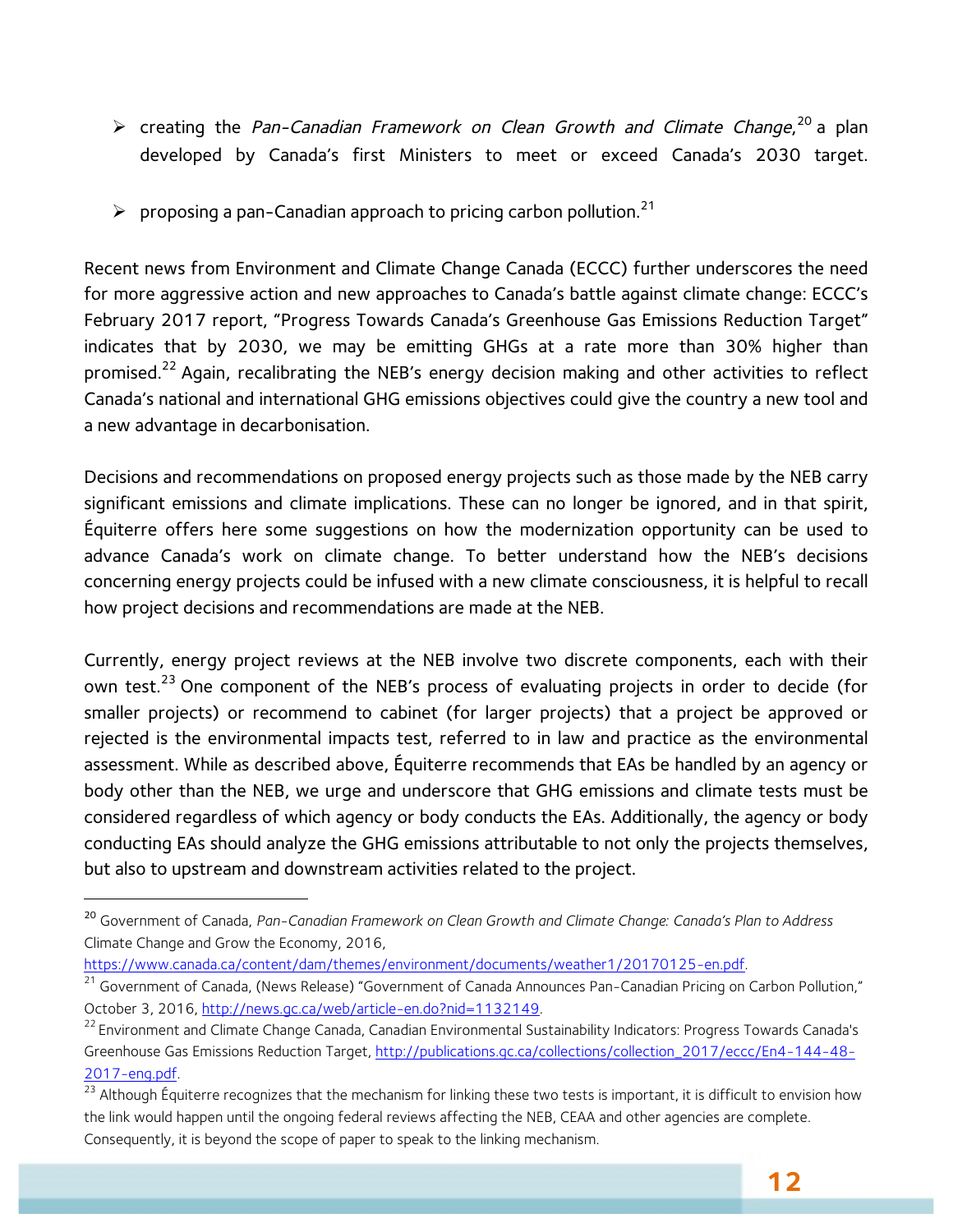- creating the *Pan-Canadian Framework on Clean Growth and Climate Change*,[20] a plan developed by Canada's first Ministers to meet or exceed Canada's 2030 target.

- proposing a pan-Canadian approach to pricing carbon pollution.[21]

Recent news from Environment and Climate Change Canada (ECCC) further underscores the need for more aggressive action and new approaches to Canada's battle against climate change: ECCC's February 2017 report, "Progress Towards Canada's Greenhouse Gas Emissions Reduction Target" indicates that by 2030, we may be emitting GHGs at a rate more than 30% higher than promised.[22] Again, recalibrating the NEB's energy decision making and other activities to reflect Canada's national and international GHG emissions objectives could give the country a new tool and a new advantage in decarbonisation.

Decisions and recommendations on proposed energy projects such as those made by the NEB carry significant emissions and climate implications. These can no longer be ignored, and in that spirit, Équiterre offers here some suggestions on how the modernization opportunity can be used to advance Canada's work on climate change. To better understand how the NEB's decisions concerning energy projects could be infused with a new climate consciousness, it is helpful to recall how project decisions and recommendations are made at the NEB.

Currently, energy project reviews at the NEB involve two discrete components, each with their own test.[23] One component of the NEB's process of evaluating projects in order to decide (for smaller projects) or recommend to cabinet (for larger projects) that a project be approved or rejected is the environmental impacts test, referred to in law and practice as the environmental assessment. While as described above, Équiterre recommends that EAs be handled by an agency or body other than the NEB, we urge and underscore that GHG emissions and climate tests must be considered regardless of which agency or body conducts the EAs. Additionally, the agency or body conducting EAs should analyze the GHG emissions attributable to not only the projects themselves, but also to upstream and downstream activities related to the project.

---

[20] Government of Canada, *Pan-Canadian Framework on Clean Growth and Climate Change: Canada's Plan to Address* Climate Change and Grow the Economy, 2016, https://www.canada.ca/content/dam/themes/environment/documents/weather1/20170125-en.pdf.

[21] Government of Canada, (News Release) "Government of Canada Announces Pan-Canadian Pricing on Carbon Pollution," October 3, 2016, http://news.gc.ca/web/article-en.do?nid=1132149.

[22] Environment and Climate Change Canada, Canadian Environmental Sustainability Indicators: Progress Towards Canada's Greenhouse Gas Emissions Reduction Target, http://publications.gc.ca/collections/collection_2017/eccc/En4-144-48-2017-eng.pdf.

[23] Although Équiterre recognizes that the mechanism for linking these two tests is important, it is difficult to envision how the link would happen until the ongoing federal reviews affecting the NEB, CEAA and other agencies are complete. Consequently, it is beyond the scope of paper to speak to the linking mechanism.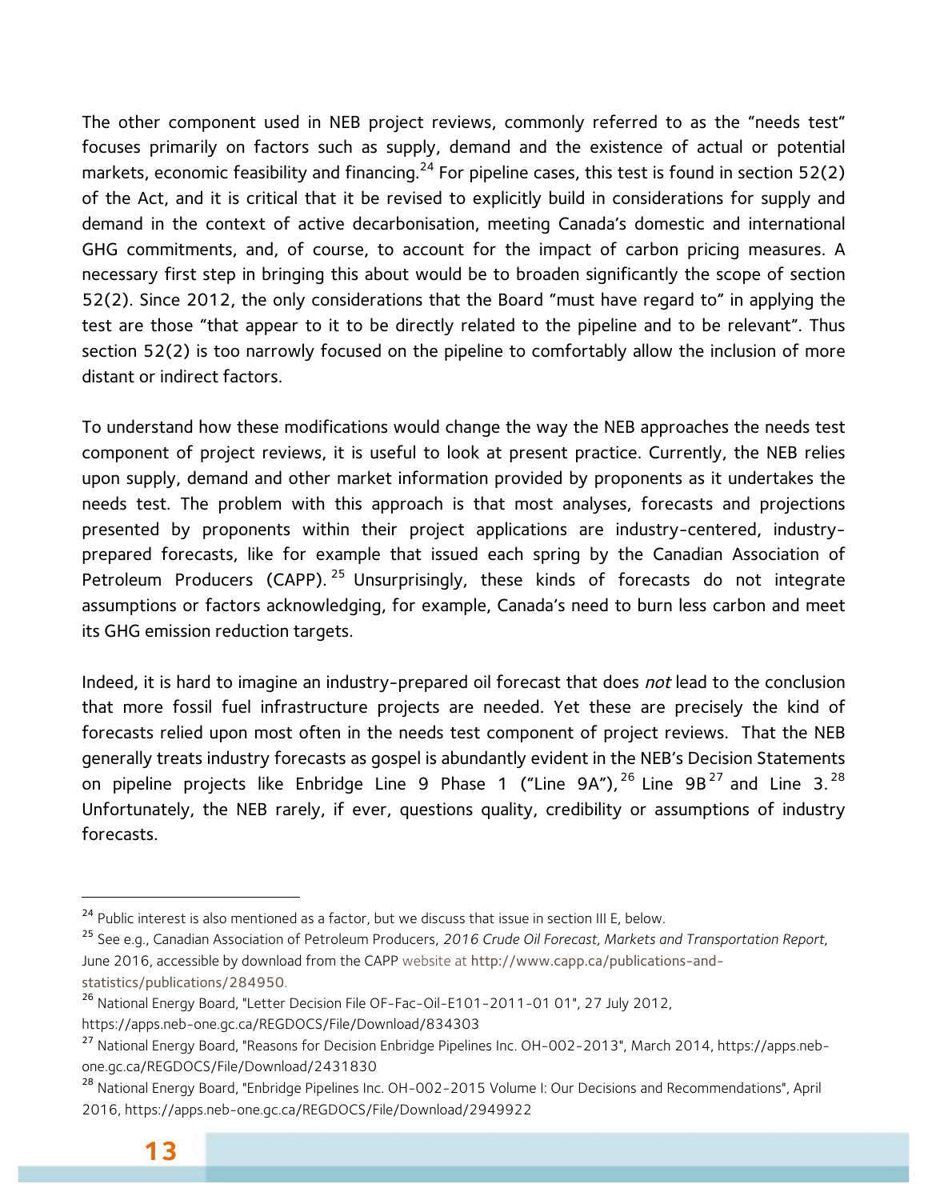The other component used in NEB project reviews, commonly referred to as the "needs test" focuses primarily on factors such as supply, demand and the existence of actual or potential markets, economic feasibility and financing.[24] For pipeline cases, this test is found in section 52(2) of the Act, and it is critical that it be revised to explicitly build in considerations for supply and demand in the context of active decarbonisation, meeting Canada's domestic and international GHG commitments, and, of course, to account for the impact of carbon pricing measures. A necessary first step in bringing this about would be to broaden significantly the scope of section 52(2). Since 2012, the only considerations that the Board "must have regard to" in applying the test are those "that appear to it to be directly related to the pipeline and to be relevant". Thus section 52(2) is too narrowly focused on the pipeline to comfortably allow the inclusion of more distant or indirect factors.

To understand how these modifications would change the way the NEB approaches the needs test component of project reviews, it is useful to look at present practice. Currently, the NEB relies upon supply, demand and other market information provided by proponents as it undertakes the needs test. The problem with this approach is that most analyses, forecasts and projections presented by proponents within their project applications are industry-centered, industry-prepared forecasts, like for example that issued each spring by the Canadian Association of Petroleum Producers (CAPP).[25] Unsurprisingly, these kinds of forecasts do not integrate assumptions or factors acknowledging, for example, Canada's need to burn less carbon and meet its GHG emission reduction targets.

Indeed, it is hard to imagine an industry-prepared oil forecast that does *not* lead to the conclusion that more fossil fuel infrastructure projects are needed. Yet these are precisely the kind of forecasts relied upon most often in the needs test component of project reviews. That the NEB generally treats industry forecasts as gospel is abundantly evident in the NEB's Decision Statements on pipeline projects like Enbridge Line 9 Phase 1 ("Line 9A"),[26] Line 9B[27] and Line 3.[28] Unfortunately, the NEB rarely, if ever, questions quality, credibility or assumptions of industry forecasts.

---

[24] Public interest is also mentioned as a factor, but we discuss that issue in section III E, below.

[25] See e.g., Canadian Association of Petroleum Producers, *2016 Crude Oil Forecast, Markets and Transportation Report*, June 2016, accessible by download from the CAPP website at http://www.capp.ca/publications-and-statistics/publications/284950.

[26] National Energy Board, "Letter Decision File OF-Fac-Oil-E101-2011-01 01", 27 July 2012, https://apps.neb-one.gc.ca/REGDOCS/File/Download/834303

[27] National Energy Board, "Reasons for Decision Enbridge Pipelines Inc. OH-002-2013", March 2014, https://apps.neb-one.gc.ca/REGDOCS/File/Download/2431830

[28] National Energy Board, "Enbridge Pipelines Inc. OH-002-2015 Volume I: Our Decisions and Recommendations", April 2016, https://apps.neb-one.gc.ca/REGDOCS/File/Download/2949922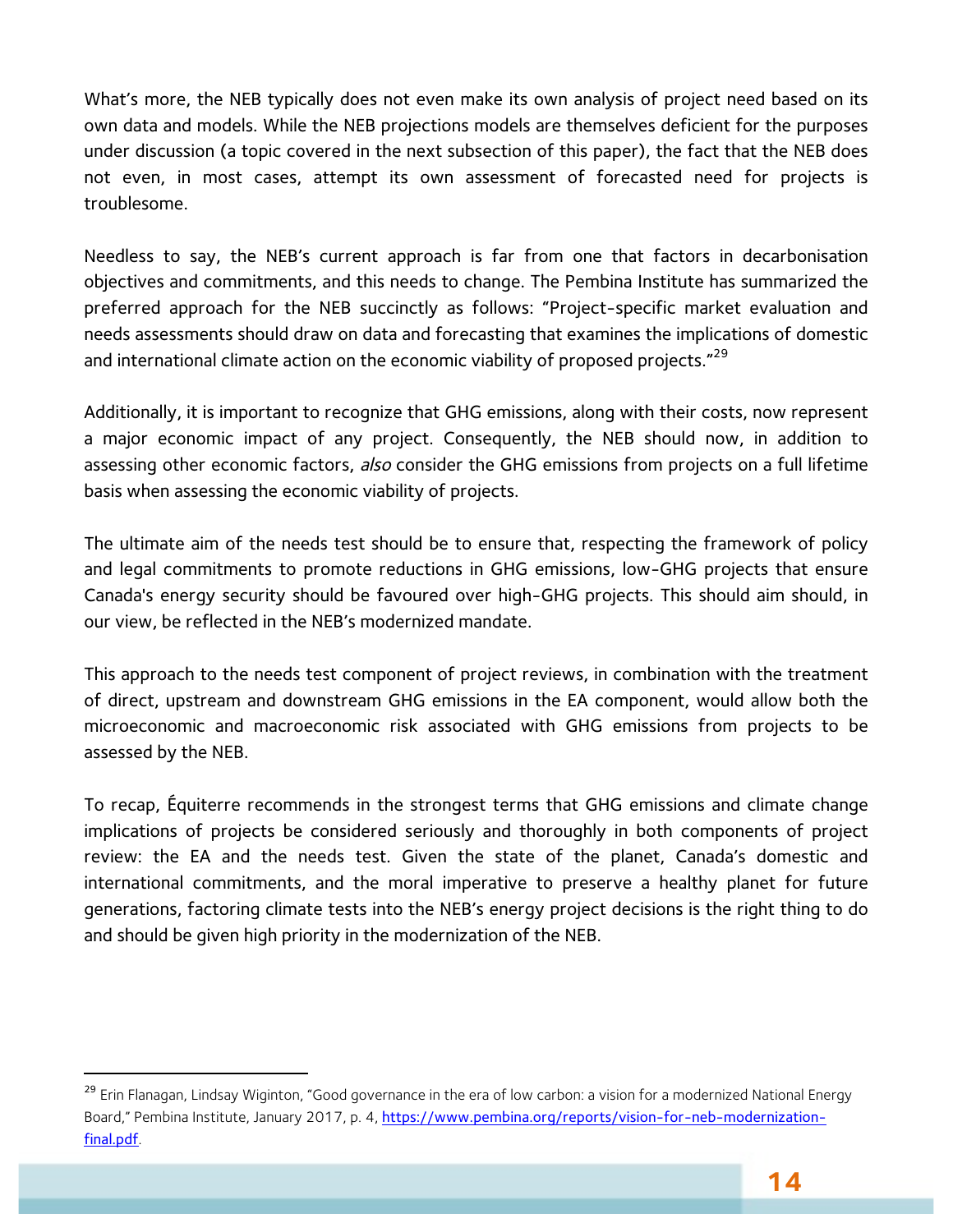What's more, the NEB typically does not even make its own analysis of project need based on its own data and models. While the NEB projections models are themselves deficient for the purposes under discussion (a topic covered in the next subsection of this paper), the fact that the NEB does not even, in most cases, attempt its own assessment of forecasted need for projects is troublesome.

Needless to say, the NEB's current approach is far from one that factors in decarbonisation objectives and commitments, and this needs to change. The Pembina Institute has summarized the preferred approach for the NEB succinctly as follows: "Project-specific market evaluation and needs assessments should draw on data and forecasting that examines the implications of domestic and international climate action on the economic viability of proposed projects."[29]

Additionally, it is important to recognize that GHG emissions, along with their costs, now represent a major economic impact of any project. Consequently, the NEB should now, in addition to assessing other economic factors, *also* consider the GHG emissions from projects on a full lifetime basis when assessing the economic viability of projects.

The ultimate aim of the needs test should be to ensure that, respecting the framework of policy and legal commitments to promote reductions in GHG emissions, low-GHG projects that ensure Canada's energy security should be favoured over high-GHG projects. This should aim should, in our view, be reflected in the NEB's modernized mandate.

This approach to the needs test component of project reviews, in combination with the treatment of direct, upstream and downstream GHG emissions in the EA component, would allow both the microeconomic and macroeconomic risk associated with GHG emissions from projects to be assessed by the NEB.

To recap, Équiterre recommends in the strongest terms that GHG emissions and climate change implications of projects be considered seriously and thoroughly in both components of project review: the EA and the needs test. Given the state of the planet, Canada's domestic and international commitments, and the moral imperative to preserve a healthy planet for future generations, factoring climate tests into the NEB's energy project decisions is the right thing to do and should be given high priority in the modernization of the NEB.

---

[29] Erin Flanagan, Lindsay Wiginton, "Good governance in the era of low carbon: a vision for a modernized National Energy Board," Pembina Institute, January 2017, p. 4, [https://www.pembina.org/reports/vision-for-neb-modernization-final.pdf](https://www.pembina.org/reports/vision-for-neb-modernization-final.pdf).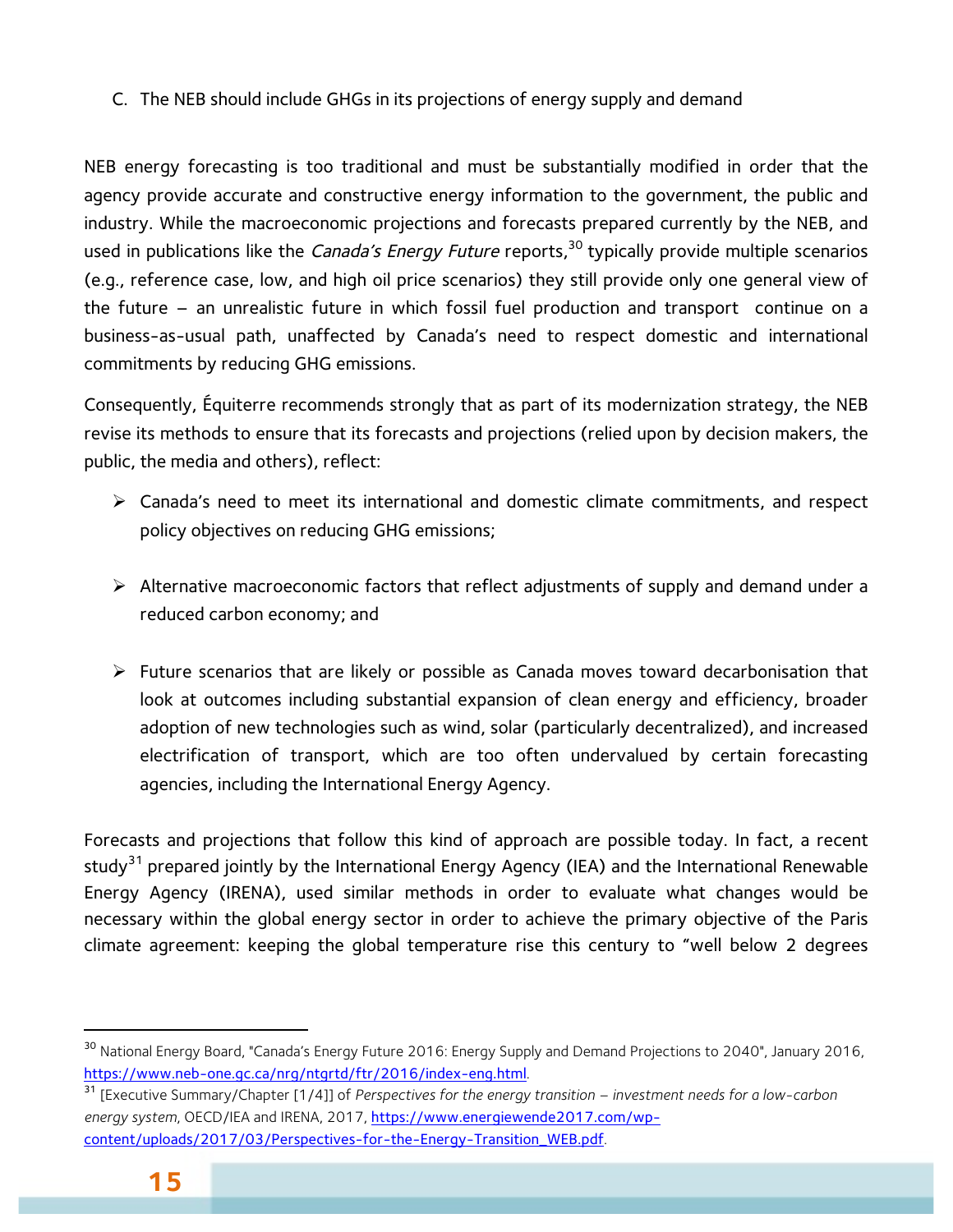C. The NEB should include GHGs in its projections of energy supply and demand

NEB energy forecasting is too traditional and must be substantially modified in order that the agency provide accurate and constructive energy information to the government, the public and industry. While the macroeconomic projections and forecasts prepared currently by the NEB, and used in publications like the *Canada's Energy Future* reports,[30] typically provide multiple scenarios (e.g., reference case, low, and high oil price scenarios) they still provide only one general view of the future – an unrealistic future in which fossil fuel production and transport continue on a business-as-usual path, unaffected by Canada's need to respect domestic and international commitments by reducing GHG emissions.

Consequently, Équiterre recommends strongly that as part of its modernization strategy, the NEB revise its methods to ensure that its forecasts and projections (relied upon by decision makers, the public, the media and others), reflect:

- Canada's need to meet its international and domestic climate commitments, and respect policy objectives on reducing GHG emissions;

- Alternative macroeconomic factors that reflect adjustments of supply and demand under a reduced carbon economy; and

- Future scenarios that are likely or possible as Canada moves toward decarbonisation that look at outcomes including substantial expansion of clean energy and efficiency, broader adoption of new technologies such as wind, solar (particularly decentralized), and increased electrification of transport, which are too often undervalued by certain forecasting agencies, including the International Energy Agency.

Forecasts and projections that follow this kind of approach are possible today. In fact, a recent study[31] prepared jointly by the International Energy Agency (IEA) and the International Renewable Energy Agency (IRENA), used similar methods in order to evaluate what changes would be necessary within the global energy sector in order to achieve the primary objective of the Paris climate agreement: keeping the global temperature rise this century to "well below 2 degrees

---

[30] National Energy Board, "Canada's Energy Future 2016: Energy Supply and Demand Projections to 2040", January 2016, https://www.neb-one.gc.ca/nrg/ntgrtd/ftr/2016/index-eng.html.

[31] [Executive Summary/Chapter [1/4]] of *Perspectives for the energy transition – investment needs for a low-carbon energy system*, OECD/IEA and IRENA, 2017, https://www.energiewende2017.com/wp-content/uploads/2017/03/Perspectives-for-the-Energy-Transition_WEB.pdf.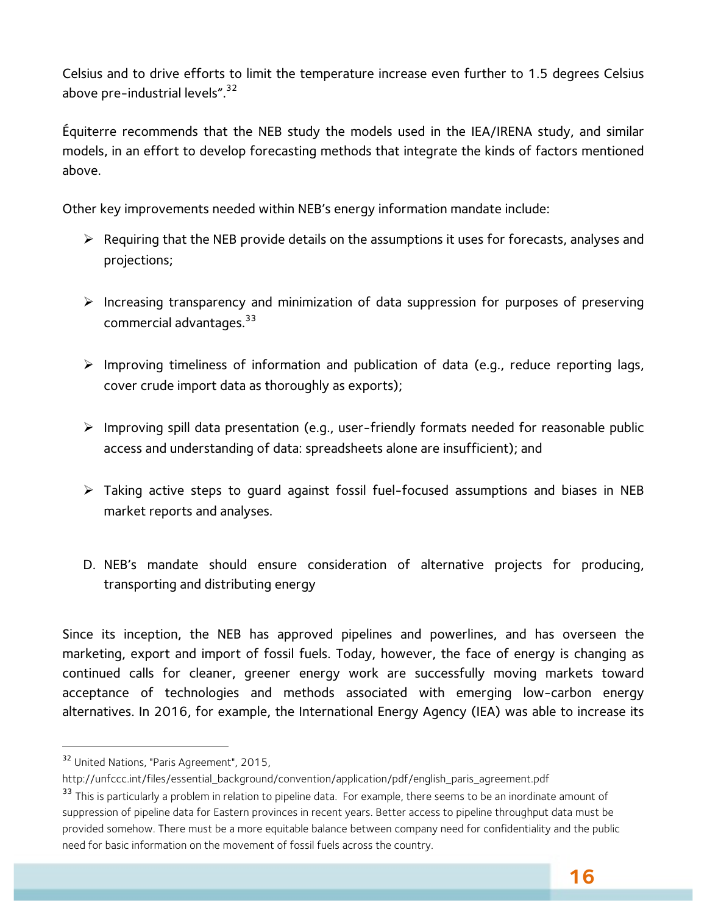Celsius and to drive efforts to limit the temperature increase even further to 1.5 degrees Celsius above pre-industrial levels".[32]

Équiterre recommends that the NEB study the models used in the IEA/IRENA study, and similar models, in an effort to develop forecasting methods that integrate the kinds of factors mentioned above.

Other key improvements needed within NEB's energy information mandate include:

- Requiring that the NEB provide details on the assumptions it uses for forecasts, analyses and projections;
- Increasing transparency and minimization of data suppression for purposes of preserving commercial advantages.[33]
- Improving timeliness of information and publication of data (e.g., reduce reporting lags, cover crude import data as thoroughly as exports);
- Improving spill data presentation (e.g., user-friendly formats needed for reasonable public access and understanding of data: spreadsheets alone are insufficient); and
- Taking active steps to guard against fossil fuel-focused assumptions and biases in NEB market reports and analyses.

D. NEB's mandate should ensure consideration of alternative projects for producing, transporting and distributing energy

Since its inception, the NEB has approved pipelines and powerlines, and has overseen the marketing, export and import of fossil fuels. Today, however, the face of energy is changing as continued calls for cleaner, greener energy work are successfully moving markets toward acceptance of technologies and methods associated with emerging low-carbon energy alternatives. In 2016, for example, the International Energy Agency (IEA) was able to increase its

---

[32] United Nations, "Paris Agreement", 2015, http://unfccc.int/files/essential_background/convention/application/pdf/english_paris_agreement.pdf

[33] This is particularly a problem in relation to pipeline data. For example, there seems to be an inordinate amount of suppression of pipeline data for Eastern provinces in recent years. Better access to pipeline throughput data must be provided somehow. There must be a more equitable balance between company need for confidentiality and the public need for basic information on the movement of fossil fuels across the country.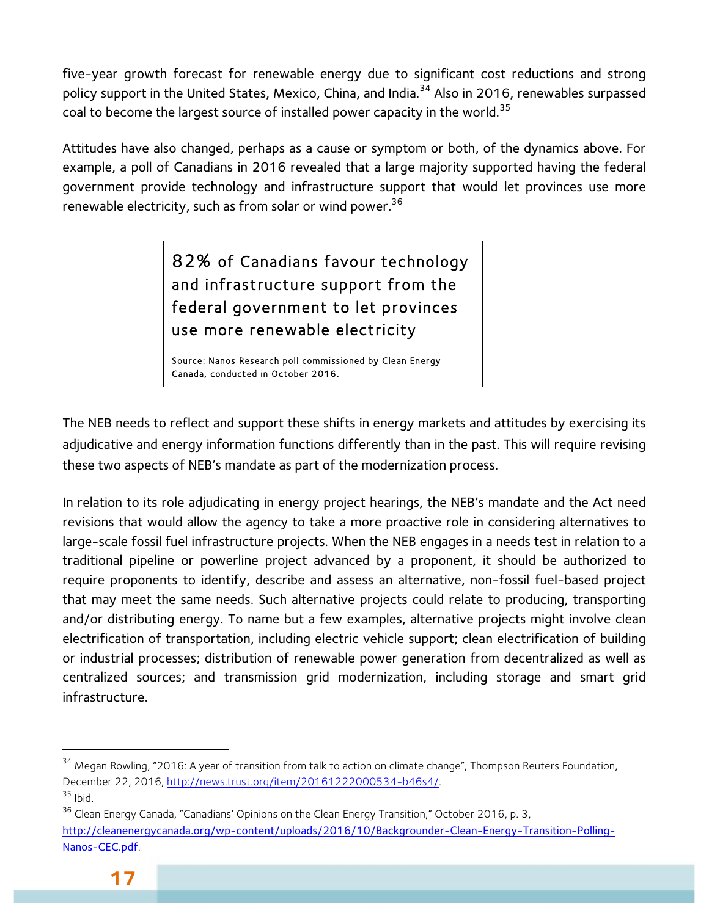five-year growth forecast for renewable energy due to significant cost reductions and strong policy support in the United States, Mexico, China, and India.[34] Also in 2016, renewables surpassed coal to become the largest source of installed power capacity in the world.[35]

Attitudes have also changed, perhaps as a cause or symptom or both, of the dynamics above. For example, a poll of Canadians in 2016 revealed that a large majority supported having the federal government provide technology and infrastructure support that would let provinces use more renewable electricity, such as from solar or wind power.[36]

> 82% of Canadians favour technology and infrastructure support from the federal government to let provinces use more renewable electricity
>
> Source: Nanos Research poll commissioned by Clean Energy Canada, conducted in October 2016.

The NEB needs to reflect and support these shifts in energy markets and attitudes by exercising its adjudicative and energy information functions differently than in the past. This will require revising these two aspects of NEB's mandate as part of the modernization process.

In relation to its role adjudicating in energy project hearings, the NEB's mandate and the Act need revisions that would allow the agency to take a more proactive role in considering alternatives to large-scale fossil fuel infrastructure projects. When the NEB engages in a needs test in relation to a traditional pipeline or powerline project advanced by a proponent, it should be authorized to require proponents to identify, describe and assess an alternative, non-fossil fuel-based project that may meet the same needs. Such alternative projects could relate to producing, transporting and/or distributing energy. To name but a few examples, alternative projects might involve clean electrification of transportation, including electric vehicle support; clean electrification of building or industrial processes; distribution of renewable power generation from decentralized as well as centralized sources; and transmission grid modernization, including storage and smart grid infrastructure.

---

[34] Megan Rowling, "2016: A year of transition from talk to action on climate change", Thompson Reuters Foundation, December 22, 2016, http://news.trust.org/item/20161222000534-b46s4/.

[35] Ibid.

[36] Clean Energy Canada, "Canadians' Opinions on the Clean Energy Transition," October 2016, p. 3, http://cleanenergycanada.org/wp-content/uploads/2016/10/Backgrounder-Clean-Energy-Transition-Polling-Nanos-CEC.pdf.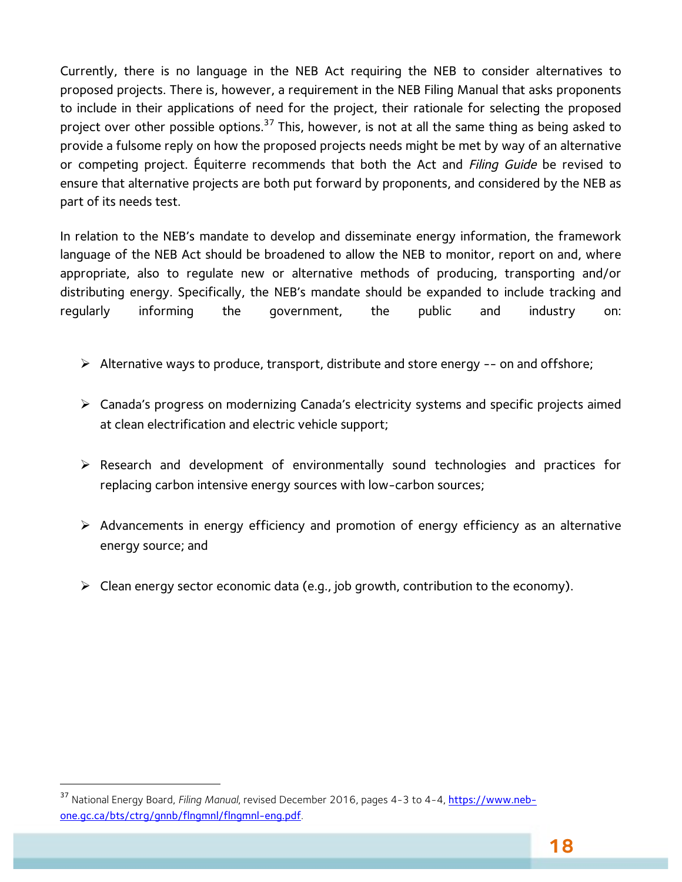Currently, there is no language in the NEB Act requiring the NEB to consider alternatives to proposed projects. There is, however, a requirement in the NEB Filing Manual that asks proponents to include in their applications of need for the project, their rationale for selecting the proposed project over other possible options.[37] This, however, is not at all the same thing as being asked to provide a fulsome reply on how the proposed projects needs might be met by way of an alternative or competing project. Équiterre recommends that both the Act and *Filing Guide* be revised to ensure that alternative projects are both put forward by proponents, and considered by the NEB as part of its needs test.

In relation to the NEB's mandate to develop and disseminate energy information, the framework language of the NEB Act should be broadened to allow the NEB to monitor, report on and, where appropriate, also to regulate new or alternative methods of producing, transporting and/or distributing energy. Specifically, the NEB's mandate should be expanded to include tracking and regularly informing the government, the public and industry on:

- Alternative ways to produce, transport, distribute and store energy -- on and offshore;
- Canada's progress on modernizing Canada's electricity systems and specific projects aimed at clean electrification and electric vehicle support;
- Research and development of environmentally sound technologies and practices for replacing carbon intensive energy sources with low-carbon sources;
- Advancements in energy efficiency and promotion of energy efficiency as an alternative energy source; and
- Clean energy sector economic data (e.g., job growth, contribution to the economy).

---

[37] National Energy Board, *Filing Manual*, revised December 2016, pages 4-3 to 4-4, https://www.neb-one.gc.ca/bts/ctrg/gnnb/flngmnl/flngmnl-eng.pdf.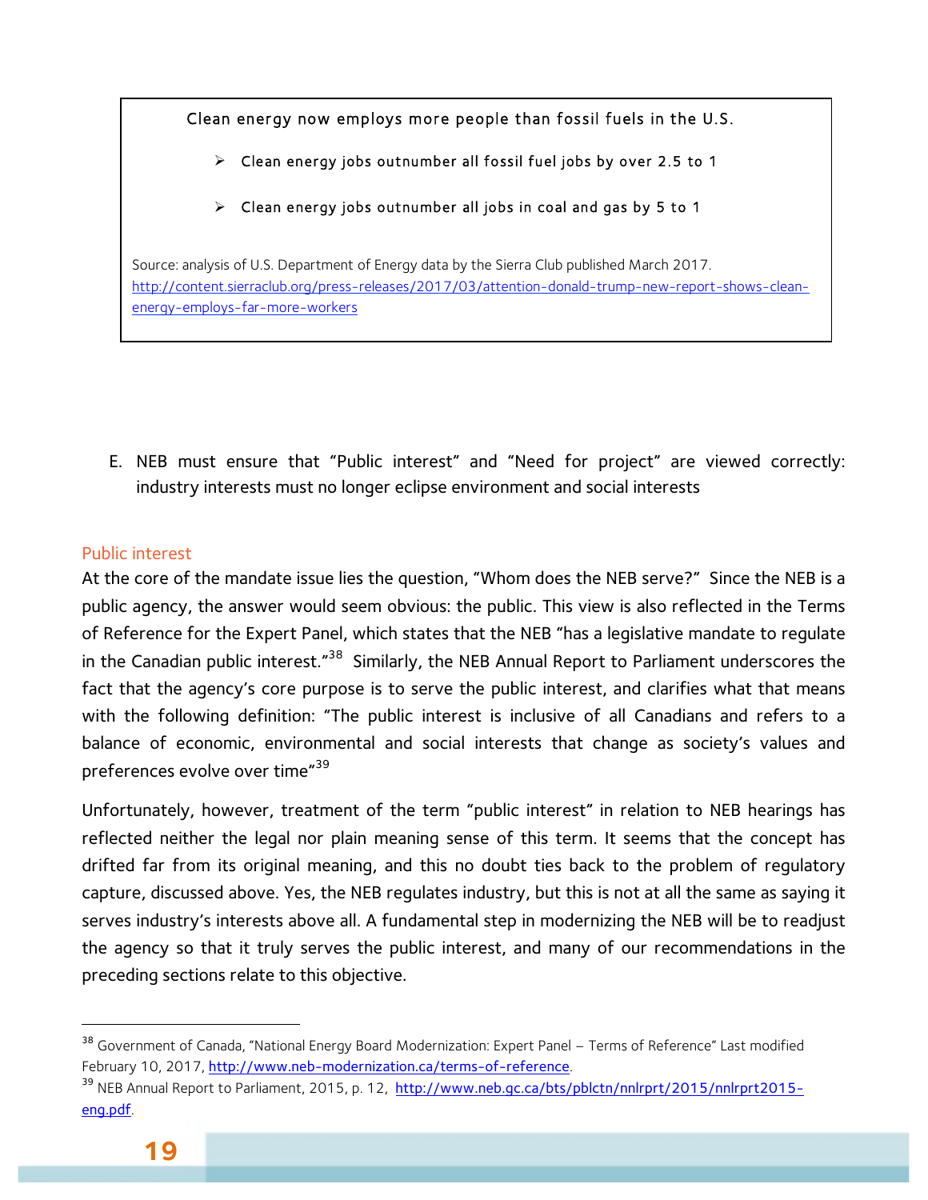Clean energy now employs more people than fossil fuels in the U.S.

- Clean energy jobs outnumber all fossil fuel jobs by over 2.5 to 1
- Clean energy jobs outnumber all jobs in coal and gas by 5 to 1

Source: analysis of U.S. Department of Energy data by the Sierra Club published March 2017. http://content.sierraclub.org/press-releases/2017/03/attention-donald-trump-new-report-shows-clean-energy-employs-far-more-workers

E. NEB must ensure that "Public interest" and "Need for project" are viewed correctly: industry interests must no longer eclipse environment and social interests

## Public interest

At the core of the mandate issue lies the question, "Whom does the NEB serve?" Since the NEB is a public agency, the answer would seem obvious: the public. This view is also reflected in the Terms of Reference for the Expert Panel, which states that the NEB "has a legislative mandate to regulate in the Canadian public interest."[38] Similarly, the NEB Annual Report to Parliament underscores the fact that the agency's core purpose is to serve the public interest, and clarifies what that means with the following definition: "The public interest is inclusive of all Canadians and refers to a balance of economic, environmental and social interests that change as society's values and preferences evolve over time"[39]

Unfortunately, however, treatment of the term "public interest" in relation to NEB hearings has reflected neither the legal nor plain meaning sense of this term. It seems that the concept has drifted far from its original meaning, and this no doubt ties back to the problem of regulatory capture, discussed above. Yes, the NEB regulates industry, but this is not at all the same as saying it serves industry's interests above all. A fundamental step in modernizing the NEB will be to readjust the agency so that it truly serves the public interest, and many of our recommendations in the preceding sections relate to this objective.

---

[38] Government of Canada, "National Energy Board Modernization: Expert Panel – Terms of Reference" Last modified February 10, 2017, http://www.neb-modernization.ca/terms-of-reference.

[39] NEB Annual Report to Parliament, 2015, p. 12, http://www.neb.gc.ca/bts/pblctn/nnlrprt/2015/nnlrprt2015-eng.pdf.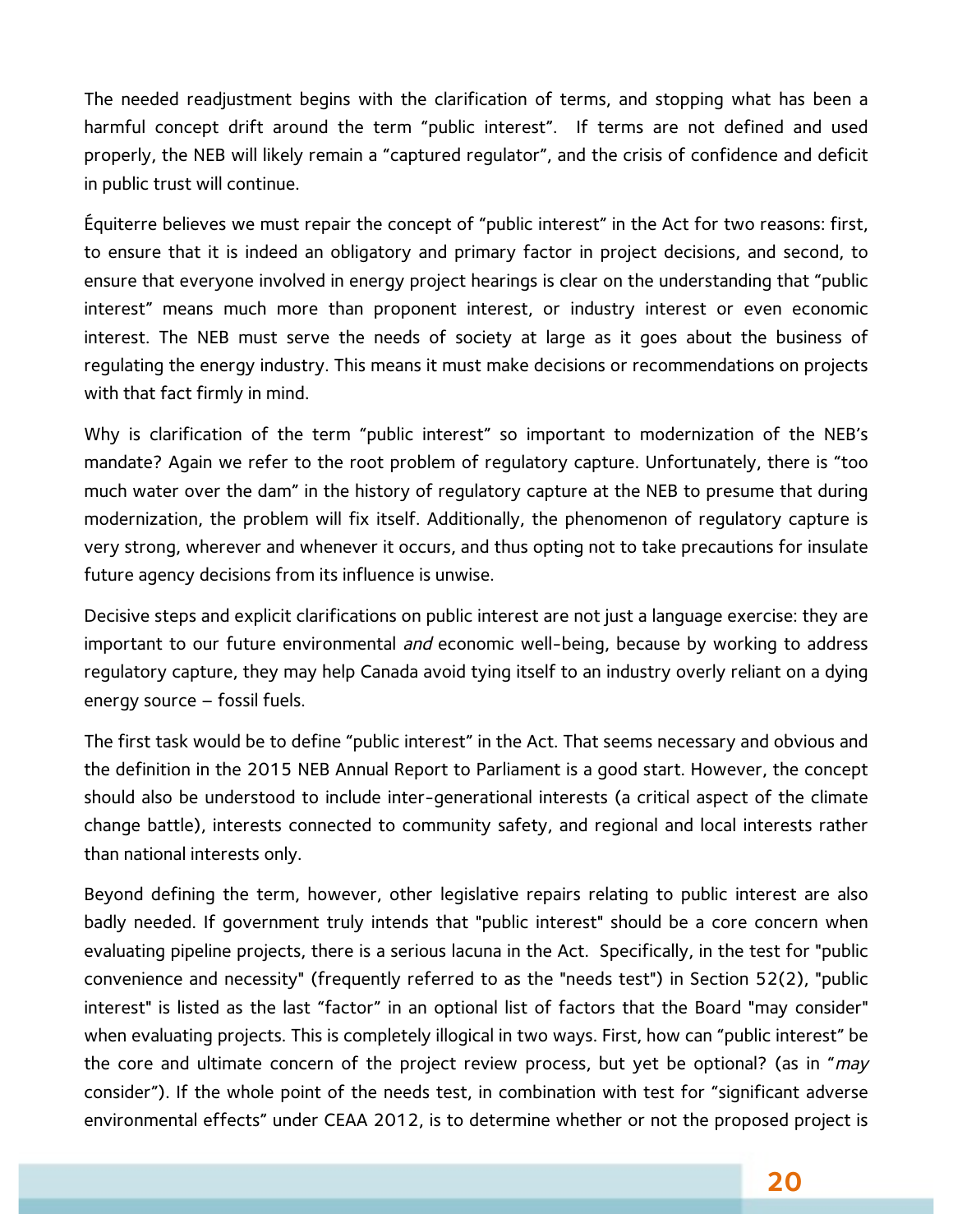The needed readjustment begins with the clarification of terms, and stopping what has been a harmful concept drift around the term "public interest". If terms are not defined and used properly, the NEB will likely remain a "captured regulator", and the crisis of confidence and deficit in public trust will continue.

Équiterre believes we must repair the concept of "public interest" in the Act for two reasons: first, to ensure that it is indeed an obligatory and primary factor in project decisions, and second, to ensure that everyone involved in energy project hearings is clear on the understanding that "public interest" means much more than proponent interest, or industry interest or even economic interest. The NEB must serve the needs of society at large as it goes about the business of regulating the energy industry. This means it must make decisions or recommendations on projects with that fact firmly in mind.

Why is clarification of the term "public interest" so important to modernization of the NEB's mandate? Again we refer to the root problem of regulatory capture. Unfortunately, there is "too much water over the dam" in the history of regulatory capture at the NEB to presume that during modernization, the problem will fix itself. Additionally, the phenomenon of regulatory capture is very strong, wherever and whenever it occurs, and thus opting not to take precautions for insulate future agency decisions from its influence is unwise.

Decisive steps and explicit clarifications on public interest are not just a language exercise: they are important to our future environmental *and* economic well-being, because by working to address regulatory capture, they may help Canada avoid tying itself to an industry overly reliant on a dying energy source – fossil fuels.

The first task would be to define "public interest" in the Act. That seems necessary and obvious and the definition in the 2015 NEB Annual Report to Parliament is a good start. However, the concept should also be understood to include inter-generational interests (a critical aspect of the climate change battle), interests connected to community safety, and regional and local interests rather than national interests only.

Beyond defining the term, however, other legislative repairs relating to public interest are also badly needed. If government truly intends that "public interest" should be a core concern when evaluating pipeline projects, there is a serious lacuna in the Act. Specifically, in the test for "public convenience and necessity" (frequently referred to as the "needs test") in Section 52(2), "public interest" is listed as the last "factor" in an optional list of factors that the Board "may consider" when evaluating projects. This is completely illogical in two ways. First, how can "public interest" be the core and ultimate concern of the project review process, but yet be optional? (as in "*may* consider"). If the whole point of the needs test, in combination with test for "significant adverse environmental effects" under CEAA 2012, is to determine whether or not the proposed project is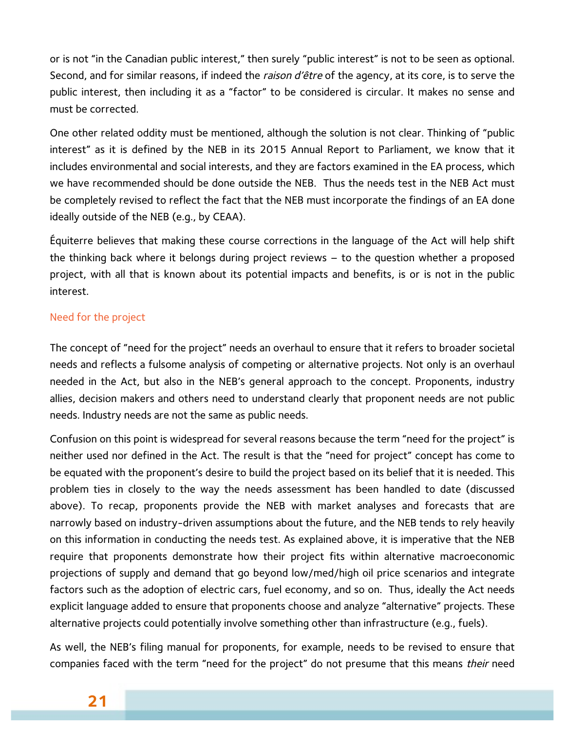or is not "in the Canadian public interest," then surely "public interest" is not to be seen as optional. Second, and for similar reasons, if indeed the *raison d'être* of the agency, at its core, is to serve the public interest, then including it as a "factor" to be considered is circular. It makes no sense and must be corrected.

One other related oddity must be mentioned, although the solution is not clear. Thinking of "public interest" as it is defined by the NEB in its 2015 Annual Report to Parliament, we know that it includes environmental and social interests, and they are factors examined in the EA process, which we have recommended should be done outside the NEB. Thus the needs test in the NEB Act must be completely revised to reflect the fact that the NEB must incorporate the findings of an EA done ideally outside of the NEB (e.g., by CEAA).

Équiterre believes that making these course corrections in the language of the Act will help shift the thinking back where it belongs during project reviews – to the question whether a proposed project, with all that is known about its potential impacts and benefits, is or is not in the public interest.

### Need for the project

The concept of "need for the project" needs an overhaul to ensure that it refers to broader societal needs and reflects a fulsome analysis of competing or alternative projects. Not only is an overhaul needed in the Act, but also in the NEB's general approach to the concept. Proponents, industry allies, decision makers and others need to understand clearly that proponent needs are not public needs. Industry needs are not the same as public needs.

Confusion on this point is widespread for several reasons because the term "need for the project" is neither used nor defined in the Act. The result is that the "need for project" concept has come to be equated with the proponent's desire to build the project based on its belief that it is needed. This problem ties in closely to the way the needs assessment has been handled to date (discussed above). To recap, proponents provide the NEB with market analyses and forecasts that are narrowly based on industry-driven assumptions about the future, and the NEB tends to rely heavily on this information in conducting the needs test. As explained above, it is imperative that the NEB require that proponents demonstrate how their project fits within alternative macroeconomic projections of supply and demand that go beyond low/med/high oil price scenarios and integrate factors such as the adoption of electric cars, fuel economy, and so on. Thus, ideally the Act needs explicit language added to ensure that proponents choose and analyze "alternative" projects. These alternative projects could potentially involve something other than infrastructure (e.g., fuels).

As well, the NEB's filing manual for proponents, for example, needs to be revised to ensure that companies faced with the term "need for the project" do not presume that this means *their* need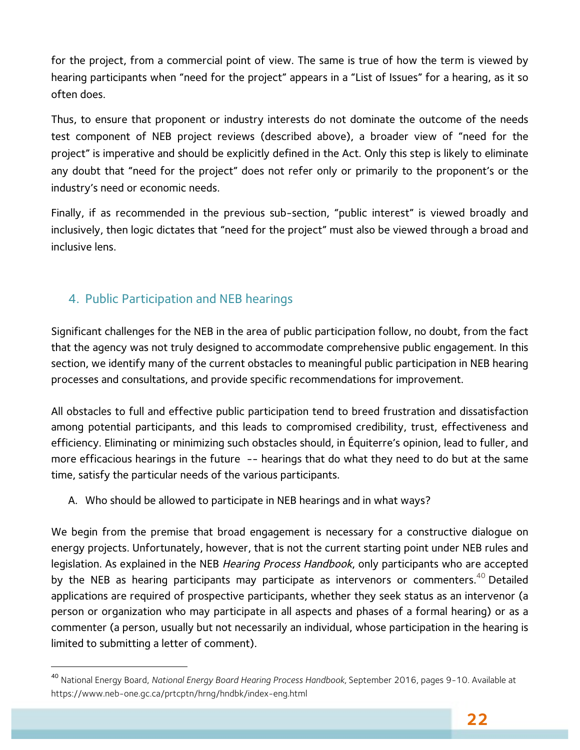for the project, from a commercial point of view. The same is true of how the term is viewed by hearing participants when "need for the project" appears in a "List of Issues" for a hearing, as it so often does.

Thus, to ensure that proponent or industry interests do not dominate the outcome of the needs test component of NEB project reviews (described above), a broader view of "need for the project" is imperative and should be explicitly defined in the Act. Only this step is likely to eliminate any doubt that "need for the project" does not refer only or primarily to the proponent's or the industry's need or economic needs.

Finally, if as recommended in the previous sub-section, "public interest" is viewed broadly and inclusively, then logic dictates that "need for the project" must also be viewed through a broad and inclusive lens.

## 4. Public Participation and NEB hearings

Significant challenges for the NEB in the area of public participation follow, no doubt, from the fact that the agency was not truly designed to accommodate comprehensive public engagement. In this section, we identify many of the current obstacles to meaningful public participation in NEB hearing processes and consultations, and provide specific recommendations for improvement.

All obstacles to full and effective public participation tend to breed frustration and dissatisfaction among potential participants, and this leads to compromised credibility, trust, effectiveness and efficiency. Eliminating or minimizing such obstacles should, in Équiterre's opinion, lead to fuller, and more efficacious hearings in the future -- hearings that do what they need to do but at the same time, satisfy the particular needs of the various participants.

### A. Who should be allowed to participate in NEB hearings and in what ways?

We begin from the premise that broad engagement is necessary for a constructive dialogue on energy projects. Unfortunately, however, that is not the current starting point under NEB rules and legislation. As explained in the NEB *Hearing Process Handbook*, only participants who are accepted by the NEB as hearing participants may participate as intervenors or commenters.[40] Detailed applications are required of prospective participants, whether they seek status as an intervenor (a person or organization who may participate in all aspects and phases of a formal hearing) or as a commenter (a person, usually but not necessarily an individual, whose participation in the hearing is limited to submitting a letter of comment).

---

[40] National Energy Board, *National Energy Board Hearing Process Handbook*, September 2016, pages 9-10. Available at https://www.neb-one.gc.ca/prtcptn/hrng/hndbk/index-eng.html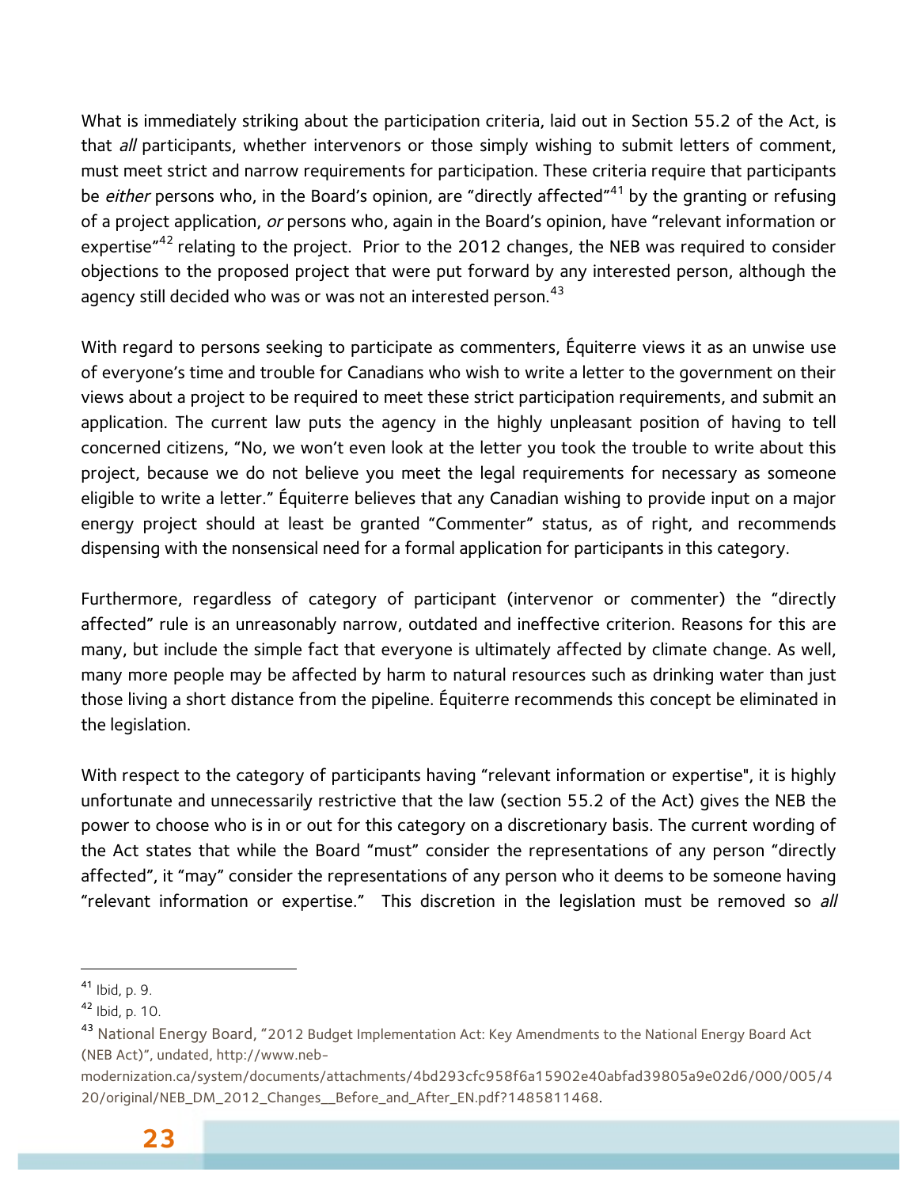What is immediately striking about the participation criteria, laid out in Section 55.2 of the Act, is that *all* participants, whether intervenors or those simply wishing to submit letters of comment, must meet strict and narrow requirements for participation. These criteria require that participants be *either* persons who, in the Board's opinion, are "directly affected"[41] by the granting or refusing of a project application, *or* persons who, again in the Board's opinion, have "relevant information or expertise"[42] relating to the project. Prior to the 2012 changes, the NEB was required to consider objections to the proposed project that were put forward by any interested person, although the agency still decided who was or was not an interested person.[43]

With regard to persons seeking to participate as commenters, Équiterre views it as an unwise use of everyone's time and trouble for Canadians who wish to write a letter to the government on their views about a project to be required to meet these strict participation requirements, and submit an application. The current law puts the agency in the highly unpleasant position of having to tell concerned citizens, "No, we won't even look at the letter you took the trouble to write about this project, because we do not believe you meet the legal requirements for necessary as someone eligible to write a letter." Équiterre believes that any Canadian wishing to provide input on a major energy project should at least be granted "Commenter" status, as of right, and recommends dispensing with the nonsensical need for a formal application for participants in this category.

Furthermore, regardless of category of participant (intervenor or commenter) the "directly affected" rule is an unreasonably narrow, outdated and ineffective criterion. Reasons for this are many, but include the simple fact that everyone is ultimately affected by climate change. As well, many more people may be affected by harm to natural resources such as drinking water than just those living a short distance from the pipeline. Équiterre recommends this concept be eliminated in the legislation.

With respect to the category of participants having "relevant information or expertise", it is highly unfortunate and unnecessarily restrictive that the law (section 55.2 of the Act) gives the NEB the power to choose who is in or out for this category on a discretionary basis. The current wording of the Act states that while the Board "must" consider the representations of any person "directly affected", it "may" consider the representations of any person who it deems to be someone having "relevant information or expertise." This discretion in the legislation must be removed so *all*

---

[41] Ibid, p. 9.

[42] Ibid, p. 10.

[43] National Energy Board, "2012 Budget Implementation Act: Key Amendments to the National Energy Board Act (NEB Act)", undated, http://www.neb-modernization.ca/system/documents/attachments/4bd293cfc958f6a15902e40abfad39805a9e02d6/000/005/420/original/NEB_DM_2012_Changes__Before_and_After_EN.pdf?1485811468.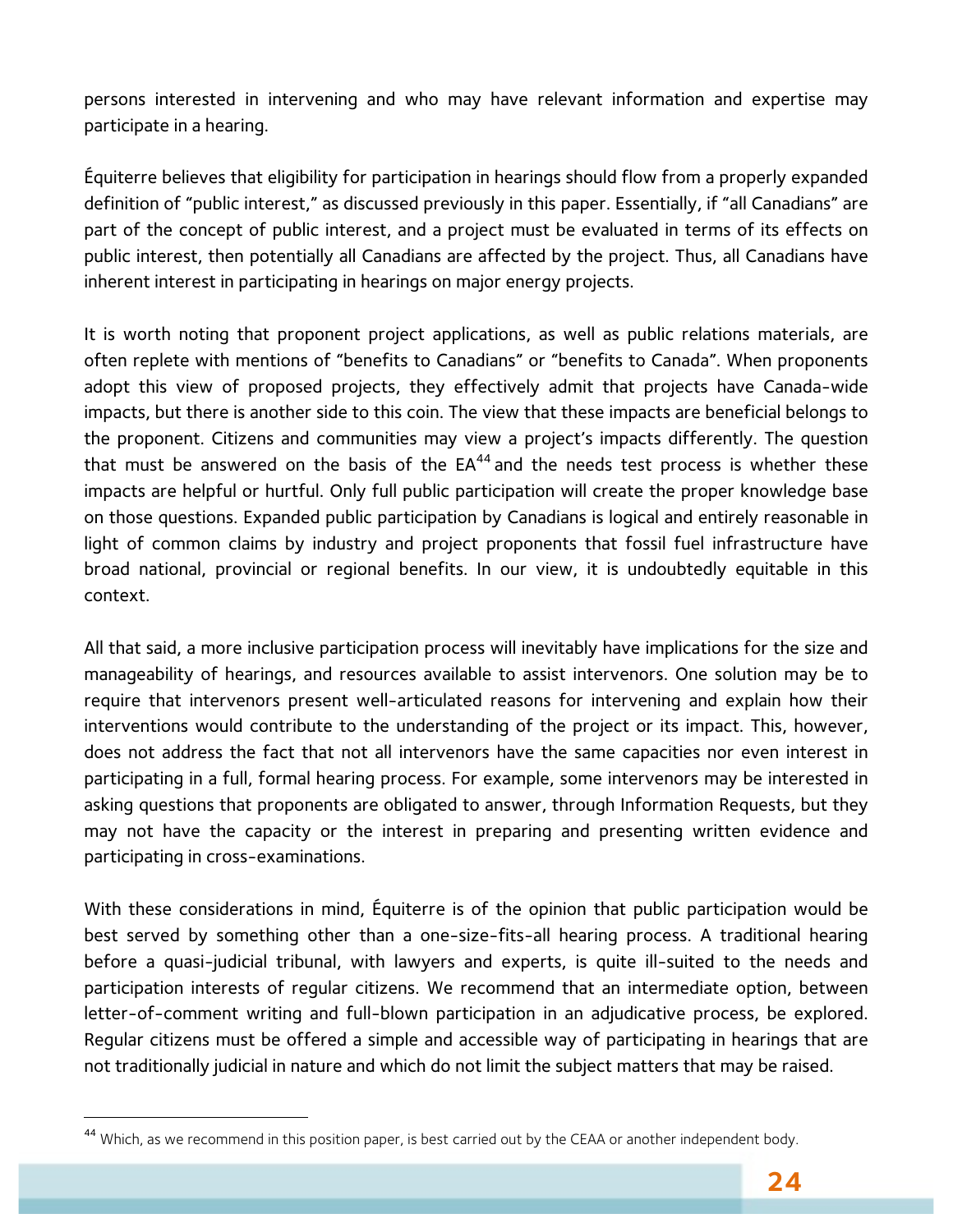persons interested in intervening and who may have relevant information and expertise may participate in a hearing.

Équiterre believes that eligibility for participation in hearings should flow from a properly expanded definition of "public interest," as discussed previously in this paper. Essentially, if "all Canadians" are part of the concept of public interest, and a project must be evaluated in terms of its effects on public interest, then potentially all Canadians are affected by the project. Thus, all Canadians have inherent interest in participating in hearings on major energy projects.

It is worth noting that proponent project applications, as well as public relations materials, are often replete with mentions of "benefits to Canadians" or "benefits to Canada". When proponents adopt this view of proposed projects, they effectively admit that projects have Canada-wide impacts, but there is another side to this coin. The view that these impacts are beneficial belongs to the proponent. Citizens and communities may view a project's impacts differently. The question that must be answered on the basis of the EA[44] and the needs test process is whether these impacts are helpful or hurtful. Only full public participation will create the proper knowledge base on those questions. Expanded public participation by Canadians is logical and entirely reasonable in light of common claims by industry and project proponents that fossil fuel infrastructure have broad national, provincial or regional benefits. In our view, it is undoubtedly equitable in this context.

All that said, a more inclusive participation process will inevitably have implications for the size and manageability of hearings, and resources available to assist intervenors. One solution may be to require that intervenors present well-articulated reasons for intervening and explain how their interventions would contribute to the understanding of the project or its impact. This, however, does not address the fact that not all intervenors have the same capacities nor even interest in participating in a full, formal hearing process. For example, some intervenors may be interested in asking questions that proponents are obligated to answer, through Information Requests, but they may not have the capacity or the interest in preparing and presenting written evidence and participating in cross-examinations.

With these considerations in mind, Équiterre is of the opinion that public participation would be best served by something other than a one-size-fits-all hearing process. A traditional hearing before a quasi-judicial tribunal, with lawyers and experts, is quite ill-suited to the needs and participation interests of regular citizens. We recommend that an intermediate option, between letter-of-comment writing and full-blown participation in an adjudicative process, be explored. Regular citizens must be offered a simple and accessible way of participating in hearings that are not traditionally judicial in nature and which do not limit the subject matters that may be raised.

---

[44] Which, as we recommend in this position paper, is best carried out by the CEAA or another independent body.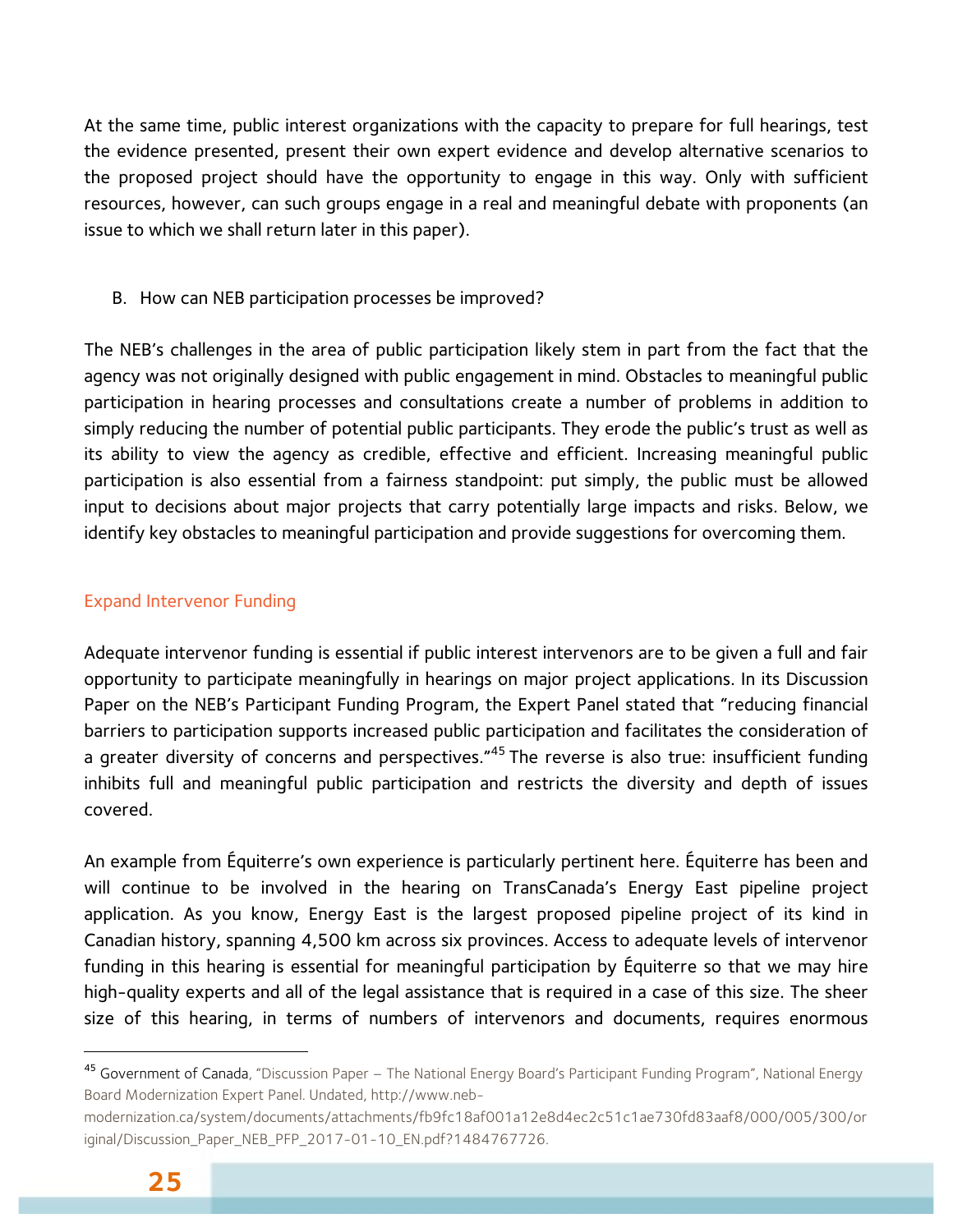At the same time, public interest organizations with the capacity to prepare for full hearings, test the evidence presented, present their own expert evidence and develop alternative scenarios to the proposed project should have the opportunity to engage in this way. Only with sufficient resources, however, can such groups engage in a real and meaningful debate with proponents (an issue to which we shall return later in this paper).

## B. How can NEB participation processes be improved?

The NEB's challenges in the area of public participation likely stem in part from the fact that the agency was not originally designed with public engagement in mind. Obstacles to meaningful public participation in hearing processes and consultations create a number of problems in addition to simply reducing the number of potential public participants. They erode the public's trust as well as its ability to view the agency as credible, effective and efficient. Increasing meaningful public participation is also essential from a fairness standpoint: put simply, the public must be allowed input to decisions about major projects that carry potentially large impacts and risks. Below, we identify key obstacles to meaningful participation and provide suggestions for overcoming them.

### Expand Intervenor Funding

Adequate intervenor funding is essential if public interest intervenors are to be given a full and fair opportunity to participate meaningfully in hearings on major project applications. In its Discussion Paper on the NEB's Participant Funding Program, the Expert Panel stated that "reducing financial barriers to participation supports increased public participation and facilitates the consideration of a greater diversity of concerns and perspectives."[45] The reverse is also true: insufficient funding inhibits full and meaningful public participation and restricts the diversity and depth of issues covered.

An example from Équiterre's own experience is particularly pertinent here. Équiterre has been and will continue to be involved in the hearing on TransCanada's Energy East pipeline project application. As you know, Energy East is the largest proposed pipeline project of its kind in Canadian history, spanning 4,500 km across six provinces. Access to adequate levels of intervenor funding in this hearing is essential for meaningful participation by Équiterre so that we may hire high-quality experts and all of the legal assistance that is required in a case of this size. The sheer size of this hearing, in terms of numbers of intervenors and documents, requires enormous

---

[45] Government of Canada, "Discussion Paper – The National Energy Board's Participant Funding Program", National Energy Board Modernization Expert Panel. Undated, http://www.neb-modernization.ca/system/documents/attachments/fb9fc18af001a12e8d4ec2c51c1ae730fd83aaf8/000/005/300/original/Discussion_Paper_NEB_PFP_2017-01-10_EN.pdf?1484767726.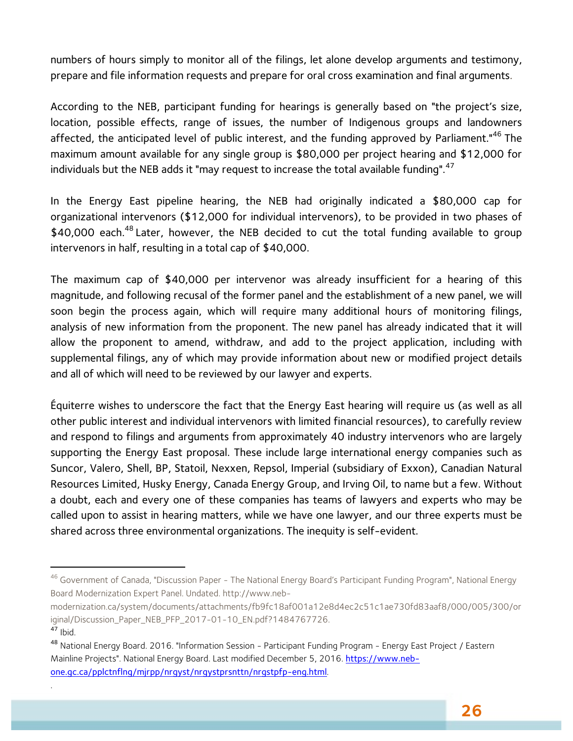numbers of hours simply to monitor all of the filings, let alone develop arguments and testimony, prepare and file information requests and prepare for oral cross examination and final arguments.

According to the NEB, participant funding for hearings is generally based on "the project's size, location, possible effects, range of issues, the number of Indigenous groups and landowners affected, the anticipated level of public interest, and the funding approved by Parliament."[46] The maximum amount available for any single group is $80,000 per project hearing and $12,000 for individuals but the NEB adds it "may request to increase the total available funding".[47]

In the Energy East pipeline hearing, the NEB had originally indicated a $80,000 cap for organizational intervenors ($12,000 for individual intervenors), to be provided in two phases of $40,000 each.[48] Later, however, the NEB decided to cut the total funding available to group intervenors in half, resulting in a total cap of $40,000.

The maximum cap of $40,000 per intervenor was already insufficient for a hearing of this magnitude, and following recusal of the former panel and the establishment of a new panel, we will soon begin the process again, which will require many additional hours of monitoring filings, analysis of new information from the proponent. The new panel has already indicated that it will allow the proponent to amend, withdraw, and add to the project application, including with supplemental filings, any of which may provide information about new or modified project details and all of which will need to be reviewed by our lawyer and experts.

Équiterre wishes to underscore the fact that the Energy East hearing will require us (as well as all other public interest and individual intervenors with limited financial resources), to carefully review and respond to filings and arguments from approximately 40 industry intervenors who are largely supporting the Energy East proposal. These include large international energy companies such as Suncor, Valero, Shell, BP, Statoil, Nexxen, Repsol, Imperial (subsidiary of Exxon), Canadian Natural Resources Limited, Husky Energy, Canada Energy Group, and Irving Oil, to name but a few. Without a doubt, each and every one of these companies has teams of lawyers and experts who may be called upon to assist in hearing matters, while we have one lawyer, and our three experts must be shared across three environmental organizations. The inequity is self-evident.

---

[46] Government of Canada, "Discussion Paper - The National Energy Board's Participant Funding Program", National Energy Board Modernization Expert Panel. Undated. http://www.neb-modernization.ca/system/documents/attachments/fb9fc18af001a12e8d4ec2c51c1ae730fd83aaf8/000/005/300/original/Discussion_Paper_NEB_PFP_2017-01-10_EN.pdf?1484767726.

[47] Ibid.

[48] National Energy Board. 2016. "Information Session - Participant Funding Program - Energy East Project / Eastern Mainline Projects". National Energy Board. Last modified December 5, 2016. [https://www.neb-one.gc.ca/pplctnflng/mjrpp/nrgyst/nrgystprsnttn/nrgstpfp-eng.html](https://www.neb-one.gc.ca/pplctnflng/mjrpp/nrgyst/nrgystprsnttn/nrgstpfp-eng.html).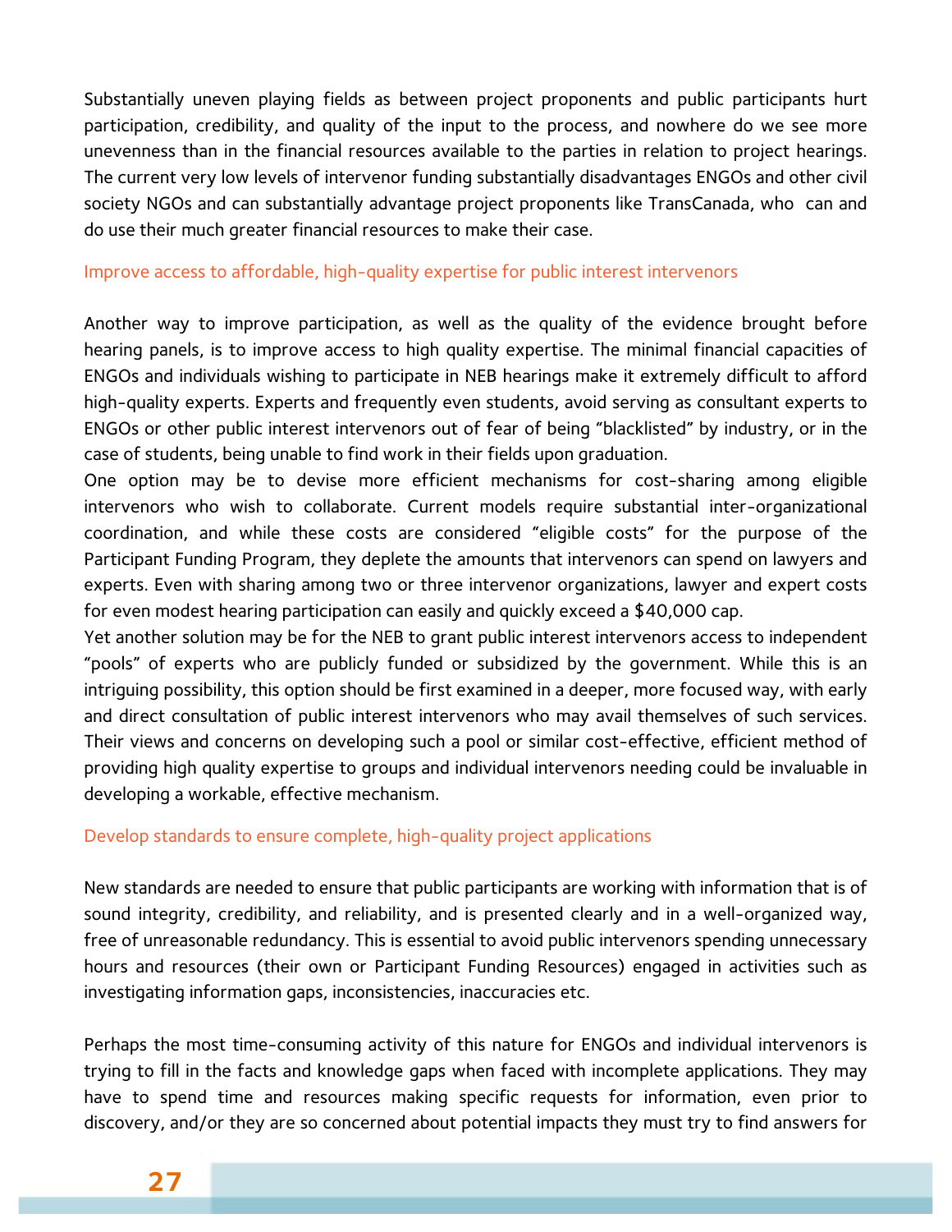Substantially uneven playing fields as between project proponents and public participants hurt participation, credibility, and quality of the input to the process, and nowhere do we see more unevenness than in the financial resources available to the parties in relation to project hearings. The current very low levels of intervenor funding substantially disadvantages ENGOs and other civil society NGOs and can substantially advantage project proponents like TransCanada, who can and do use their much greater financial resources to make their case.

### Improve access to affordable, high-quality expertise for public interest intervenors

Another way to improve participation, as well as the quality of the evidence brought before hearing panels, is to improve access to high quality expertise. The minimal financial capacities of ENGOs and individuals wishing to participate in NEB hearings make it extremely difficult to afford high-quality experts. Experts and frequently even students, avoid serving as consultant experts to ENGOs or other public interest intervenors out of fear of being "blacklisted" by industry, or in the case of students, being unable to find work in their fields upon graduation.

One option may be to devise more efficient mechanisms for cost-sharing among eligible intervenors who wish to collaborate. Current models require substantial inter-organizational coordination, and while these costs are considered "eligible costs" for the purpose of the Participant Funding Program, they deplete the amounts that intervenors can spend on lawyers and experts. Even with sharing among two or three intervenor organizations, lawyer and expert costs for even modest hearing participation can easily and quickly exceed a $40,000 cap.

Yet another solution may be for the NEB to grant public interest intervenors access to independent "pools" of experts who are publicly funded or subsidized by the government. While this is an intriguing possibility, this option should be first examined in a deeper, more focused way, with early and direct consultation of public interest intervenors who may avail themselves of such services. Their views and concerns on developing such a pool or similar cost-effective, efficient method of providing high quality expertise to groups and individual intervenors needing could be invaluable in developing a workable, effective mechanism.

### Develop standards to ensure complete, high-quality project applications

New standards are needed to ensure that public participants are working with information that is of sound integrity, credibility, and reliability, and is presented clearly and in a well-organized way, free of unreasonable redundancy. This is essential to avoid public intervenors spending unnecessary hours and resources (their own or Participant Funding Resources) engaged in activities such as investigating information gaps, inconsistencies, inaccuracies etc.

Perhaps the most time-consuming activity of this nature for ENGOs and individual intervenors is trying to fill in the facts and knowledge gaps when faced with incomplete applications. They may have to spend time and resources making specific requests for information, even prior to discovery, and/or they are so concerned about potential impacts they must try to find answers for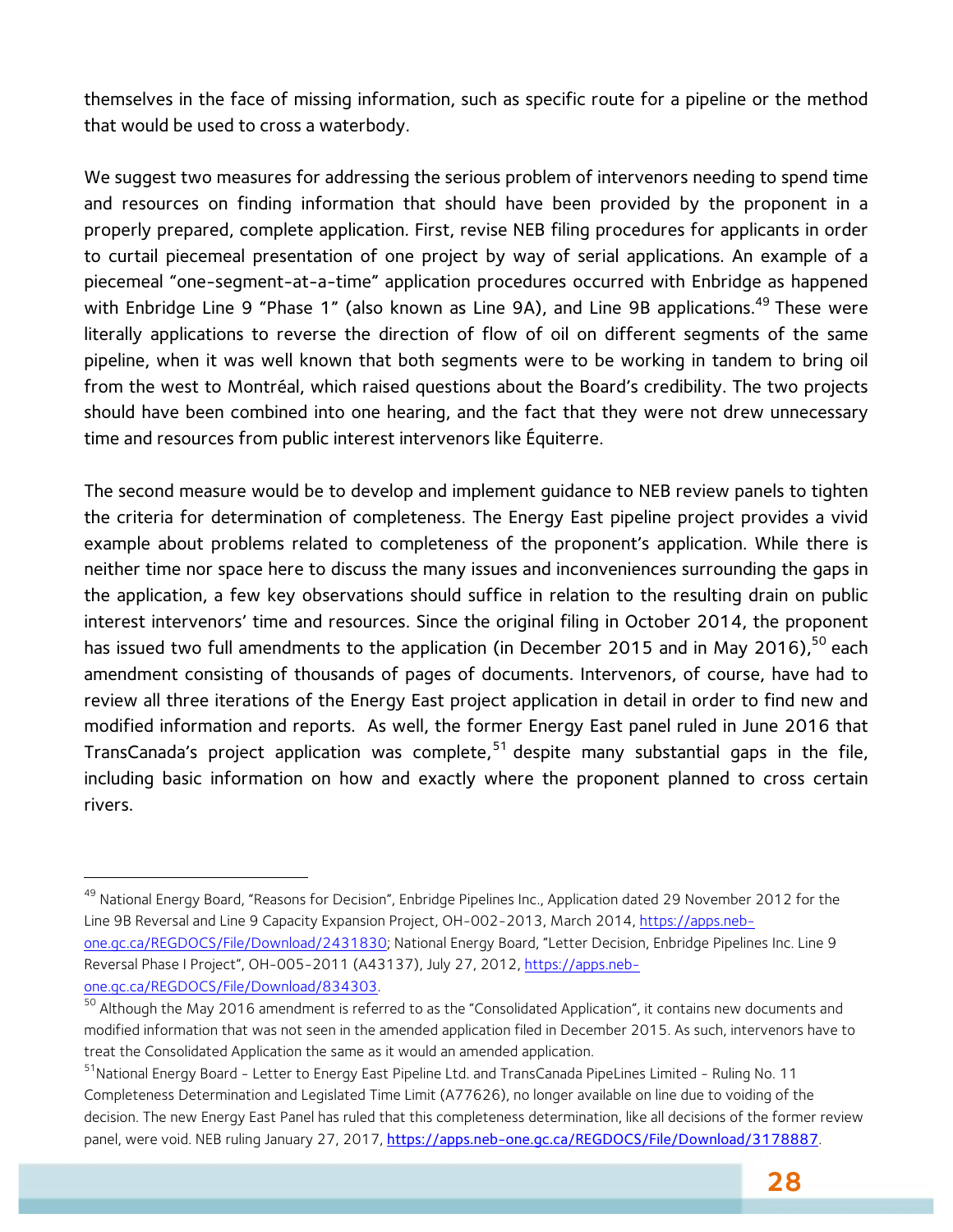themselves in the face of missing information, such as specific route for a pipeline or the method that would be used to cross a waterbody.

We suggest two measures for addressing the serious problem of intervenors needing to spend time and resources on finding information that should have been provided by the proponent in a properly prepared, complete application. First, revise NEB filing procedures for applicants in order to curtail piecemeal presentation of one project by way of serial applications. An example of a piecemeal "one-segment-at-a-time" application procedures occurred with Enbridge as happened with Enbridge Line 9 "Phase 1" (also known as Line 9A), and Line 9B applications.[49] These were literally applications to reverse the direction of flow of oil on different segments of the same pipeline, when it was well known that both segments were to be working in tandem to bring oil from the west to Montréal, which raised questions about the Board's credibility. The two projects should have been combined into one hearing, and the fact that they were not drew unnecessary time and resources from public interest intervenors like Équiterre.

The second measure would be to develop and implement guidance to NEB review panels to tighten the criteria for determination of completeness. The Energy East pipeline project provides a vivid example about problems related to completeness of the proponent's application. While there is neither time nor space here to discuss the many issues and inconveniences surrounding the gaps in the application, a few key observations should suffice in relation to the resulting drain on public interest intervenors' time and resources. Since the original filing in October 2014, the proponent has issued two full amendments to the application (in December 2015 and in May 2016),[50] each amendment consisting of thousands of pages of documents. Intervenors, of course, have had to review all three iterations of the Energy East project application in detail in order to find new and modified information and reports. As well, the former Energy East panel ruled in June 2016 that TransCanada's project application was complete,[51] despite many substantial gaps in the file, including basic information on how and exactly where the proponent planned to cross certain rivers.

---

[49] National Energy Board, "Reasons for Decision", Enbridge Pipelines Inc., Application dated 29 November 2012 for the Line 9B Reversal and Line 9 Capacity Expansion Project, OH-002-2013, March 2014, https://apps.neb-one.gc.ca/REGDOCS/File/Download/2431830; National Energy Board, "Letter Decision, Enbridge Pipelines Inc. Line 9 Reversal Phase I Project", OH-005-2011 (A43137), July 27, 2012, https://apps.neb-one.gc.ca/REGDOCS/File/Download/834303.

[50] Although the May 2016 amendment is referred to as the "Consolidated Application", it contains new documents and modified information that was not seen in the amended application filed in December 2015. As such, intervenors have to treat the Consolidated Application the same as it would an amended application.

[51] National Energy Board - Letter to Energy East Pipeline Ltd. and TransCanada PipeLines Limited - Ruling No. 11 Completeness Determination and Legislated Time Limit (A77626), no longer available on line due to voiding of the decision. The new Energy East Panel has ruled that this completeness determination, like all decisions of the former review panel, were void. NEB ruling January 27, 2017, https://apps.neb-one.gc.ca/REGDOCS/File/Download/3178887.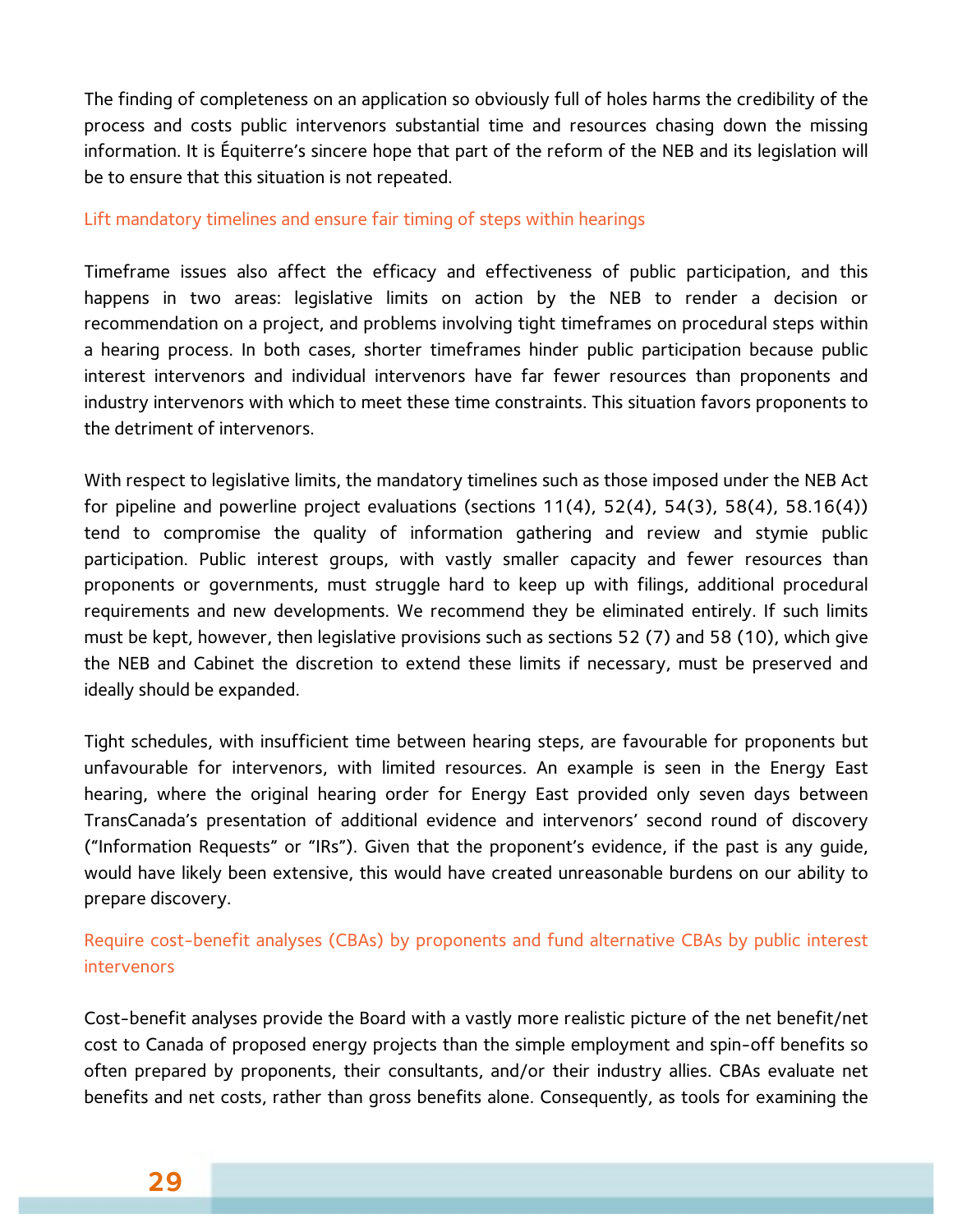The finding of completeness on an application so obviously full of holes harms the credibility of the process and costs public intervenors substantial time and resources chasing down the missing information. It is Équiterre's sincere hope that part of the reform of the NEB and its legislation will be to ensure that this situation is not repeated.

### Lift mandatory timelines and ensure fair timing of steps within hearings

Timeframe issues also affect the efficacy and effectiveness of public participation, and this happens in two areas: legislative limits on action by the NEB to render a decision or recommendation on a project, and problems involving tight timeframes on procedural steps within a hearing process. In both cases, shorter timeframes hinder public participation because public interest intervenors and individual intervenors have far fewer resources than proponents and industry intervenors with which to meet these time constraints. This situation favors proponents to the detriment of intervenors.

With respect to legislative limits, the mandatory timelines such as those imposed under the NEB Act for pipeline and powerline project evaluations (sections 11(4), 52(4), 54(3), 58(4), 58.16(4)) tend to compromise the quality of information gathering and review and stymie public participation. Public interest groups, with vastly smaller capacity and fewer resources than proponents or governments, must struggle hard to keep up with filings, additional procedural requirements and new developments. We recommend they be eliminated entirely. If such limits must be kept, however, then legislative provisions such as sections 52 (7) and 58 (10), which give the NEB and Cabinet the discretion to extend these limits if necessary, must be preserved and ideally should be expanded.

Tight schedules, with insufficient time between hearing steps, are favourable for proponents but unfavourable for intervenors, with limited resources. An example is seen in the Energy East hearing, where the original hearing order for Energy East provided only seven days between TransCanada's presentation of additional evidence and intervenors' second round of discovery ("Information Requests" or "IRs"). Given that the proponent's evidence, if the past is any guide, would have likely been extensive, this would have created unreasonable burdens on our ability to prepare discovery.

### Require cost-benefit analyses (CBAs) by proponents and fund alternative CBAs by public interest intervenors

Cost-benefit analyses provide the Board with a vastly more realistic picture of the net benefit/net cost to Canada of proposed energy projects than the simple employment and spin-off benefits so often prepared by proponents, their consultants, and/or their industry allies. CBAs evaluate net benefits and net costs, rather than gross benefits alone. Consequently, as tools for examining the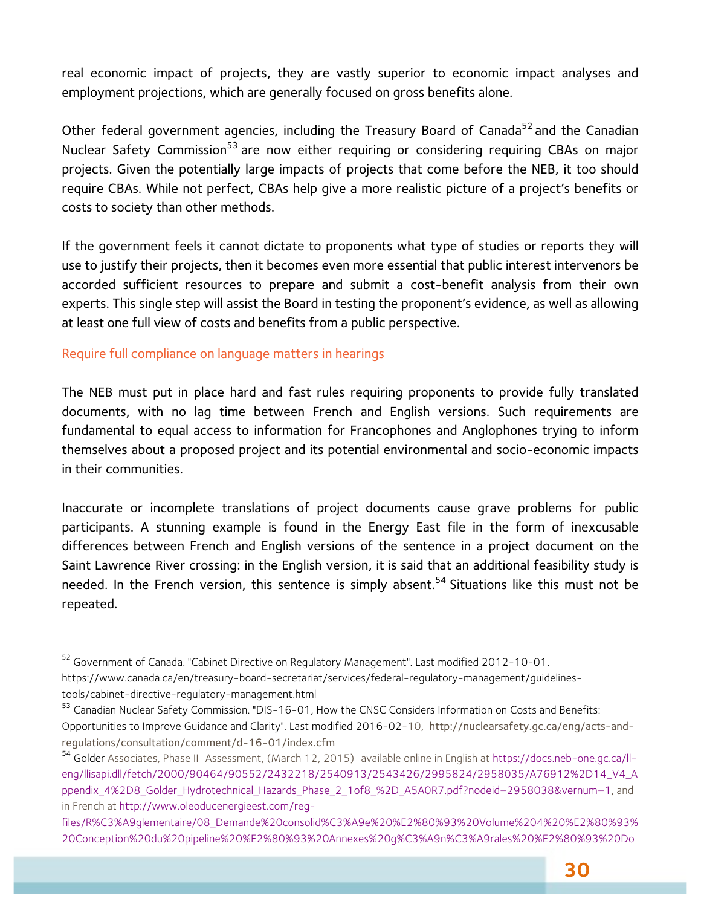real economic impact of projects, they are vastly superior to economic impact analyses and employment projections, which are generally focused on gross benefits alone.

Other federal government agencies, including the Treasury Board of Canada[52] and the Canadian Nuclear Safety Commission[53] are now either requiring or considering requiring CBAs on major projects. Given the potentially large impacts of projects that come before the NEB, it too should require CBAs. While not perfect, CBAs help give a more realistic picture of a project's benefits or costs to society than other methods.

If the government feels it cannot dictate to proponents what type of studies or reports they will use to justify their projects, then it becomes even more essential that public interest intervenors be accorded sufficient resources to prepare and submit a cost-benefit analysis from their own experts. This single step will assist the Board in testing the proponent's evidence, as well as allowing at least one full view of costs and benefits from a public perspective.

### Require full compliance on language matters in hearings

The NEB must put in place hard and fast rules requiring proponents to provide fully translated documents, with no lag time between French and English versions. Such requirements are fundamental to equal access to information for Francophones and Anglophones trying to inform themselves about a proposed project and its potential environmental and socio-economic impacts in their communities.

Inaccurate or incomplete translations of project documents cause grave problems for public participants. A stunning example is found in the Energy East file in the form of inexcusable differences between French and English versions of the sentence in a project document on the Saint Lawrence River crossing: in the English version, it is said that an additional feasibility study is needed. In the French version, this sentence is simply absent.[54] Situations like this must not be repeated.

---

[52] Government of Canada. "Cabinet Directive on Regulatory Management". Last modified 2012-10-01. https://www.canada.ca/en/treasury-board-secretariat/services/federal-regulatory-management/guidelines-tools/cabinet-directive-regulatory-management.html

[53] Canadian Nuclear Safety Commission. "DIS-16-01, How the CNSC Considers Information on Costs and Benefits: Opportunities to Improve Guidance and Clarity". Last modified 2016-02-10, http://nuclearsafety.gc.ca/eng/acts-and-regulations/consultation/comment/d-16-01/index.cfm

[54] Golder Associates, Phase II Assessment, (March 12, 2015) available online in English at https://docs.neb-one.gc.ca/ll-eng/llisapi.dll/fetch/2000/90464/90552/2432218/2540913/2543426/2995824/2958035/A76912%2D14_V4_Appendix_4%2D8_Golder_Hydrotechnical_Hazards_Phase_2_1of8_%2D_A5A0R7.pdf?nodeid=2958038&vernum=1, and in French at http://www.oleoducenergieest.com/reg-files/R%C3%A9glementaire/08_Demande%20consolid%C3%A9e%20%E2%80%93%20Volume%204%20%E2%80%93%20Conception%20du%20pipeline%20%E2%80%93%20Annexes%20g%C3%A9n%C3%A9rales%20%E2%80%93%20Do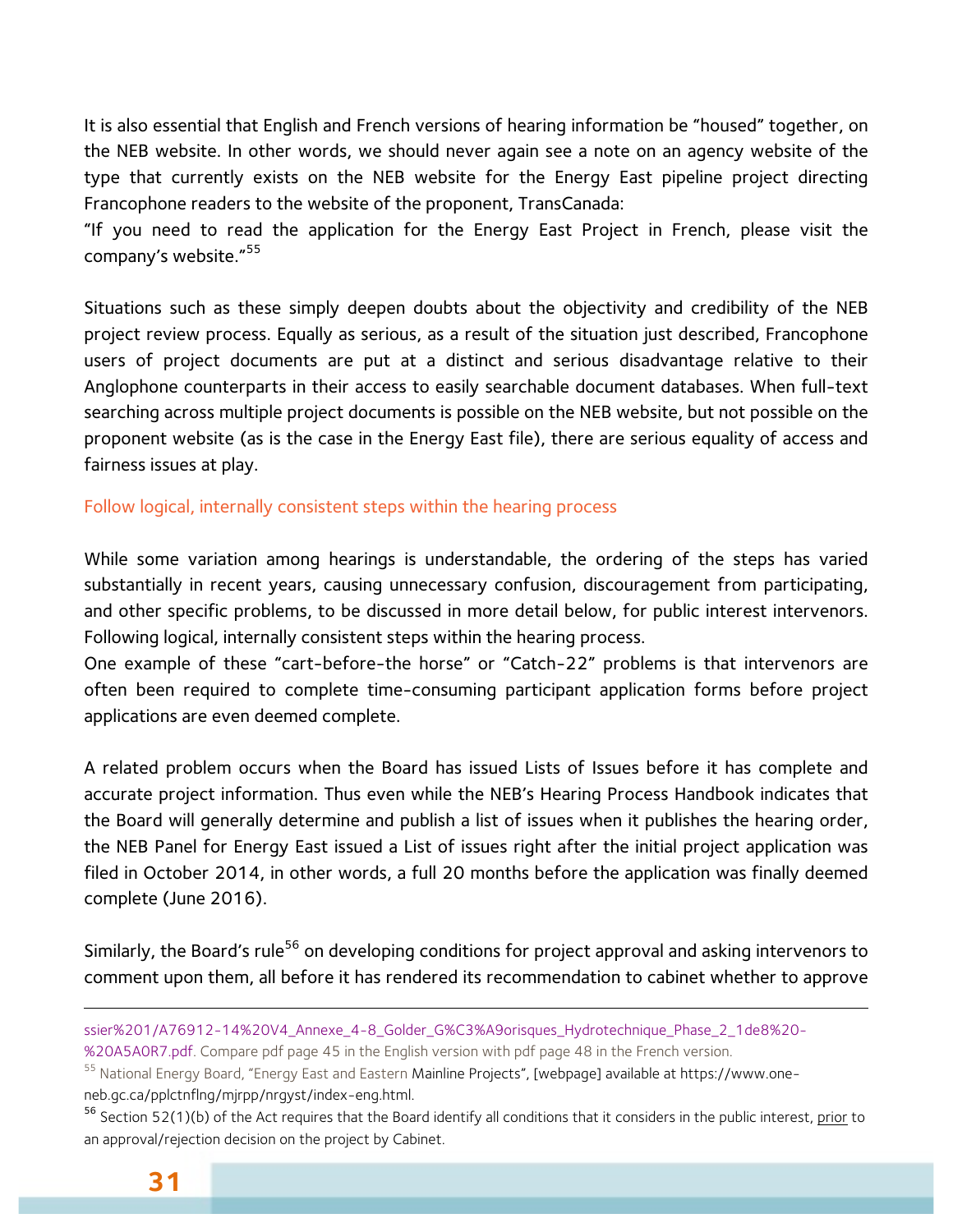It is also essential that English and French versions of hearing information be "housed" together, on the NEB website. In other words, we should never again see a note on an agency website of the type that currently exists on the NEB website for the Energy East pipeline project directing Francophone readers to the website of the proponent, TransCanada:

"If you need to read the application for the Energy East Project in French, please visit the company's website."[55]

Situations such as these simply deepen doubts about the objectivity and credibility of the NEB project review process. Equally as serious, as a result of the situation just described, Francophone users of project documents are put at a distinct and serious disadvantage relative to their Anglophone counterparts in their access to easily searchable document databases. When full-text searching across multiple project documents is possible on the NEB website, but not possible on the proponent website (as is the case in the Energy East file), there are serious equality of access and fairness issues at play.

### Follow logical, internally consistent steps within the hearing process

While some variation among hearings is understandable, the ordering of the steps has varied substantially in recent years, causing unnecessary confusion, discouragement from participating, and other specific problems, to be discussed in more detail below, for public interest intervenors. Following logical, internally consistent steps within the hearing process.

One example of these "cart-before-the horse" or "Catch-22" problems is that intervenors are often been required to complete time-consuming participant application forms before project applications are even deemed complete.

A related problem occurs when the Board has issued Lists of Issues before it has complete and accurate project information. Thus even while the NEB's Hearing Process Handbook indicates that the Board will generally determine and publish a list of issues when it publishes the hearing order, the NEB Panel for Energy East issued a List of issues right after the initial project application was filed in October 2014, in other words, a full 20 months before the application was finally deemed complete (June 2016).

Similarly, the Board's rule[56] on developing conditions for project approval and asking intervenors to comment upon them, all before it has rendered its recommendation to cabinet whether to approve

---

ssier%201/A76912-14%20V4_Annexe_4-8_Golder_G%C3%A9orisques_Hydrotechnique_Phase_2_1de8%20-%20A5A0R7.pdf. Compare pdf page 45 in the English version with pdf page 48 in the French version.

[55] National Energy Board, "Energy East and Eastern Mainline Projects", [webpage] available at https://www.one-neb.gc.ca/pplctnflng/mjrpp/nrgyst/index-eng.html.

[56] Section 52(1)(b) of the Act requires that the Board identify all conditions that it considers in the public interest, <u>prior</u> to an approval/rejection decision on the project by Cabinet.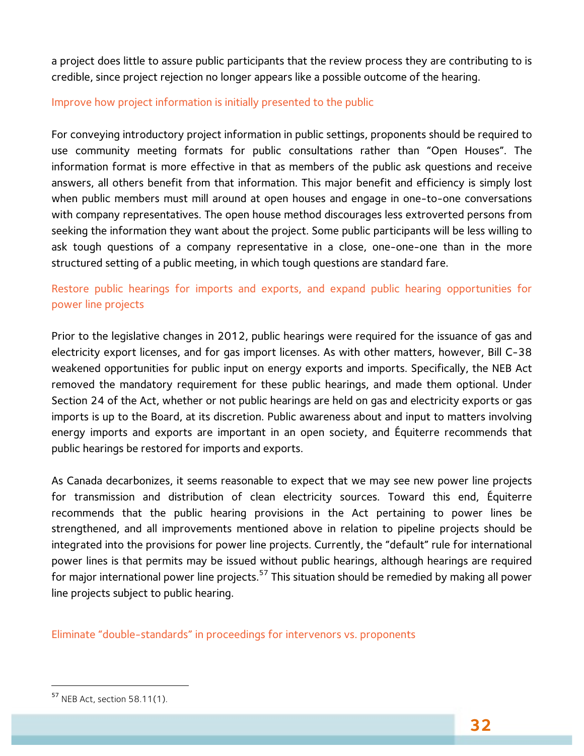a project does little to assure public participants that the review process they are contributing to is credible, since project rejection no longer appears like a possible outcome of the hearing.

### Improve how project information is initially presented to the public

For conveying introductory project information in public settings, proponents should be required to use community meeting formats for public consultations rather than "Open Houses". The information format is more effective in that as members of the public ask questions and receive answers, all others benefit from that information. This major benefit and efficiency is simply lost when public members must mill around at open houses and engage in one-to-one conversations with company representatives. The open house method discourages less extroverted persons from seeking the information they want about the project. Some public participants will be less willing to ask tough questions of a company representative in a close, one-one-one than in the more structured setting of a public meeting, in which tough questions are standard fare.

### Restore public hearings for imports and exports, and expand public hearing opportunities for power line projects

Prior to the legislative changes in 2012, public hearings were required for the issuance of gas and electricity export licenses, and for gas import licenses. As with other matters, however, Bill C-38 weakened opportunities for public input on energy exports and imports. Specifically, the NEB Act removed the mandatory requirement for these public hearings, and made them optional. Under Section 24 of the Act, whether or not public hearings are held on gas and electricity exports or gas imports is up to the Board, at its discretion. Public awareness about and input to matters involving energy imports and exports are important in an open society, and Équiterre recommends that public hearings be restored for imports and exports.

As Canada decarbonizes, it seems reasonable to expect that we may see new power line projects for transmission and distribution of clean electricity sources. Toward this end, Équiterre recommends that the public hearing provisions in the Act pertaining to power lines be strengthened, and all improvements mentioned above in relation to pipeline projects should be integrated into the provisions for power line projects. Currently, the "default" rule for international power lines is that permits may be issued without public hearings, although hearings are required for major international power line projects.[57] This situation should be remedied by making all power line projects subject to public hearing.

### Eliminate "double-standards" in proceedings for intervenors vs. proponents

[57] NEB Act, section 58.11(1).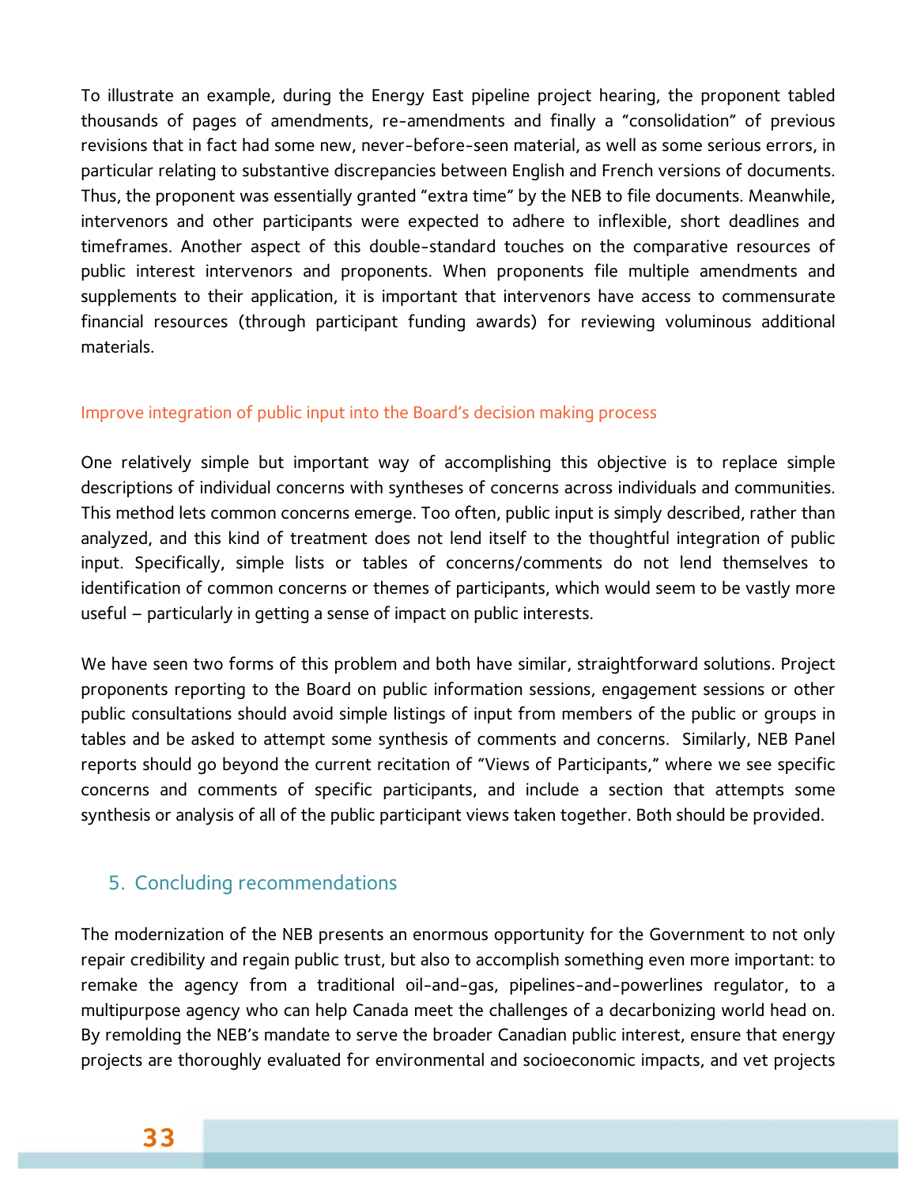To illustrate an example, during the Energy East pipeline project hearing, the proponent tabled thousands of pages of amendments, re-amendments and finally a "consolidation" of previous revisions that in fact had some new, never-before-seen material, as well as some serious errors, in particular relating to substantive discrepancies between English and French versions of documents. Thus, the proponent was essentially granted "extra time" by the NEB to file documents. Meanwhile, intervenors and other participants were expected to adhere to inflexible, short deadlines and timeframes. Another aspect of this double-standard touches on the comparative resources of public interest intervenors and proponents. When proponents file multiple amendments and supplements to their application, it is important that intervenors have access to commensurate financial resources (through participant funding awards) for reviewing voluminous additional materials.

### Improve integration of public input into the Board's decision making process

One relatively simple but important way of accomplishing this objective is to replace simple descriptions of individual concerns with syntheses of concerns across individuals and communities. This method lets common concerns emerge. Too often, public input is simply described, rather than analyzed, and this kind of treatment does not lend itself to the thoughtful integration of public input. Specifically, simple lists or tables of concerns/comments do not lend themselves to identification of common concerns or themes of participants, which would seem to be vastly more useful – particularly in getting a sense of impact on public interests.

We have seen two forms of this problem and both have similar, straightforward solutions. Project proponents reporting to the Board on public information sessions, engagement sessions or other public consultations should avoid simple listings of input from members of the public or groups in tables and be asked to attempt some synthesis of comments and concerns. Similarly, NEB Panel reports should go beyond the current recitation of "Views of Participants," where we see specific concerns and comments of specific participants, and include a section that attempts some synthesis or analysis of all of the public participant views taken together. Both should be provided.

## 5. Concluding recommendations

The modernization of the NEB presents an enormous opportunity for the Government to not only repair credibility and regain public trust, but also to accomplish something even more important: to remake the agency from a traditional oil-and-gas, pipelines-and-powerlines regulator, to a multipurpose agency who can help Canada meet the challenges of a decarbonizing world head on. By remolding the NEB's mandate to serve the broader Canadian public interest, ensure that energy projects are thoroughly evaluated for environmental and socioeconomic impacts, and vet projects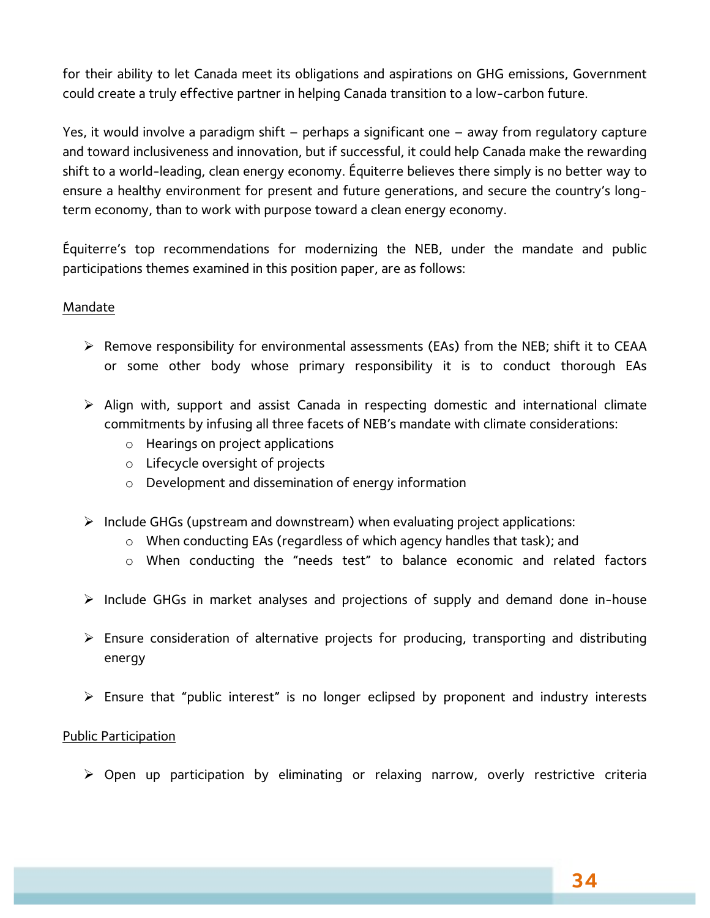for their ability to let Canada meet its obligations and aspirations on GHG emissions, Government could create a truly effective partner in helping Canada transition to a low-carbon future.

Yes, it would involve a paradigm shift – perhaps a significant one – away from regulatory capture and toward inclusiveness and innovation, but if successful, it could help Canada make the rewarding shift to a world-leading, clean energy economy. Équiterre believes there simply is no better way to ensure a healthy environment for present and future generations, and secure the country's long-term economy, than to work with purpose toward a clean energy economy.

Équiterre's top recommendations for modernizing the NEB, under the mandate and public participations themes examined in this position paper, are as follows:

<u>Mandate</u>

- Remove responsibility for environmental assessments (EAs) from the NEB; shift it to CEAA or some other body whose primary responsibility it is to conduct thorough EAs
- Align with, support and assist Canada in respecting domestic and international climate commitments by infusing all three facets of NEB's mandate with climate considerations:
  - Hearings on project applications
  - Lifecycle oversight of projects
  - Development and dissemination of energy information
- Include GHGs (upstream and downstream) when evaluating project applications:
  - When conducting EAs (regardless of which agency handles that task); and
  - When conducting the "needs test" to balance economic and related factors
- Include GHGs in market analyses and projections of supply and demand done in-house
- Ensure consideration of alternative projects for producing, transporting and distributing energy
- Ensure that "public interest" is no longer eclipsed by proponent and industry interests

<u>Public Participation</u>

- Open up participation by eliminating or relaxing narrow, overly restrictive criteria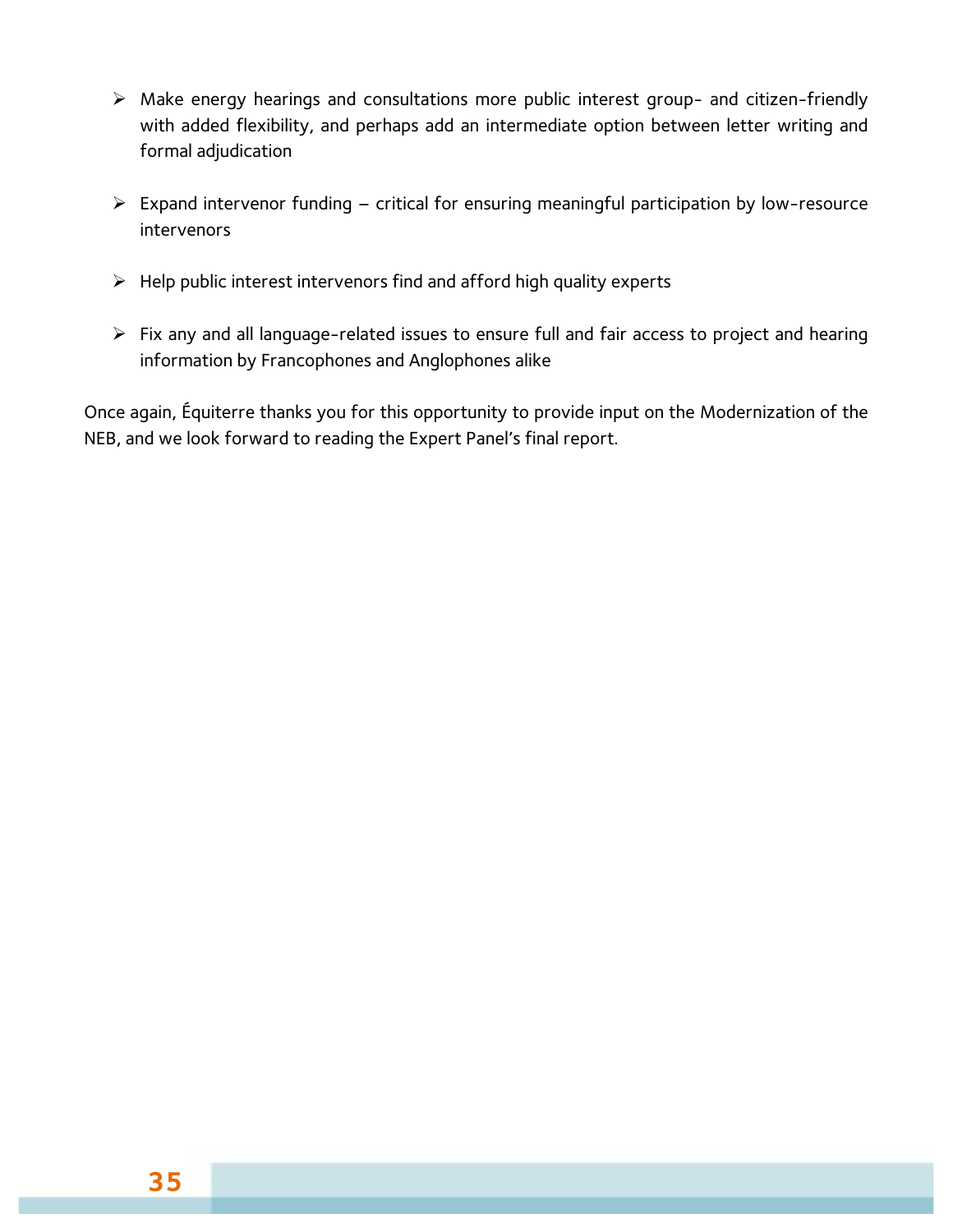- Make energy hearings and consultations more public interest group- and citizen-friendly with added flexibility, and perhaps add an intermediate option between letter writing and formal adjudication

- Expand intervenor funding – critical for ensuring meaningful participation by low-resource intervenors

- Help public interest intervenors find and afford high quality experts

- Fix any and all language-related issues to ensure full and fair access to project and hearing information by Francophones and Anglophones alike

Once again, Équiterre thanks you for this opportunity to provide input on the Modernization of the NEB, and we look forward to reading the Expert Panel's final report.